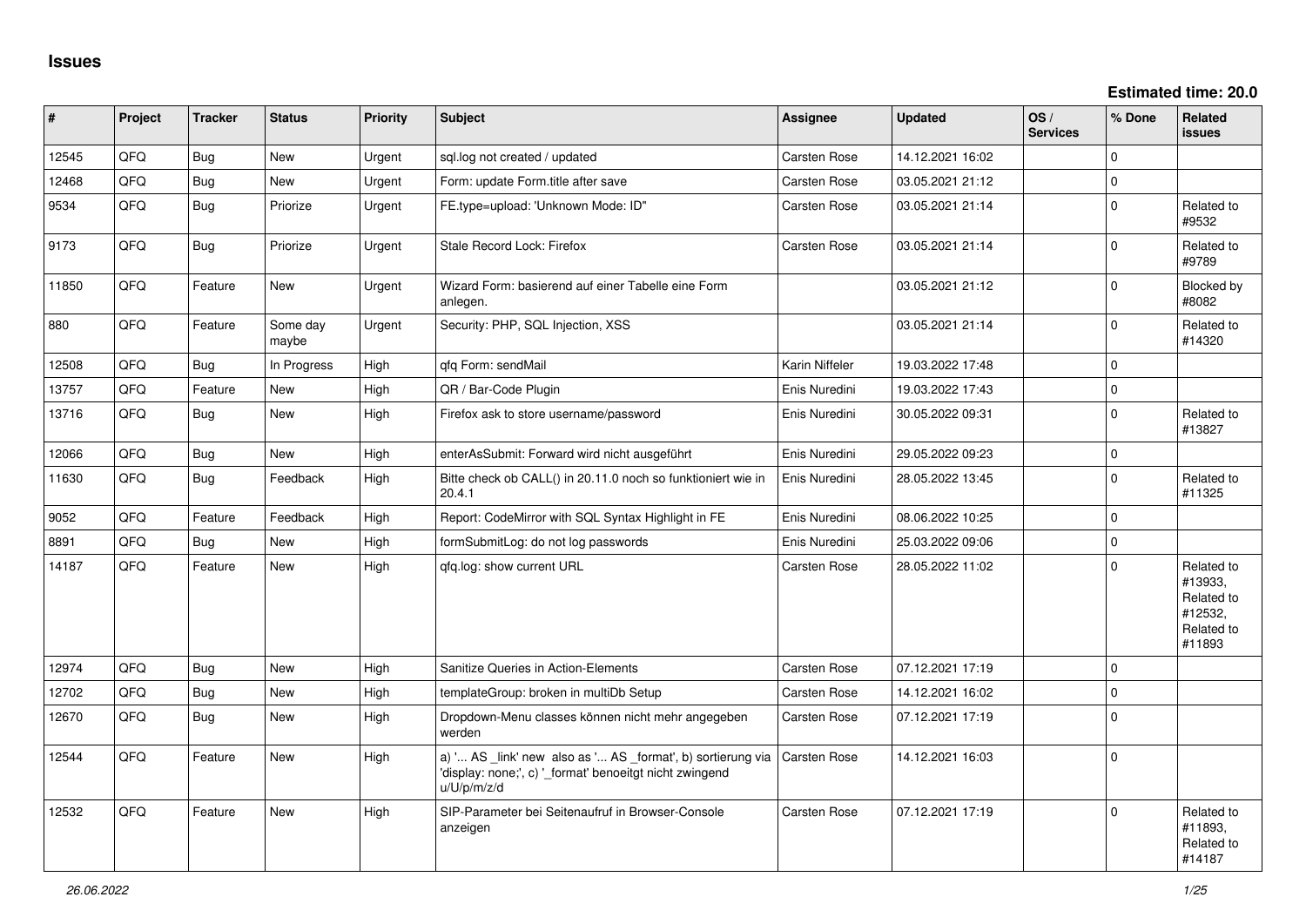# Issues

**Estimated time: 20.0**

| # | Project | Tracker | Status | Priority | Subject | Assignee | Updated | OS / Services | % Done | Related issues |
|---|---|---|---|---|---|---|---|---|---|---|
| 12545 | QFQ | Bug | New | Urgent | sql.log not created / updated | Carsten Rose | 14.12.2021 16:02 | | 0 | |
| 12468 | QFQ | Bug | New | Urgent | Form: update Form.title after save | Carsten Rose | 03.05.2021 21:12 | | 0 | |
| 9534 | QFQ | Bug | Priorize | Urgent | FE.type=upload: 'Unknown Mode: ID" | Carsten Rose | 03.05.2021 21:14 | | 0 | Related to #9532 |
| 9173 | QFQ | Bug | Priorize | Urgent | Stale Record Lock: Firefox | Carsten Rose | 03.05.2021 21:14 | | 0 | Related to #9789 |
| 11850 | QFQ | Feature | New | Urgent | Wizard Form: basierend auf einer Tabelle eine Form anlegen. | | 03.05.2021 21:12 | | 0 | Blocked by #8082 |
| 880 | QFQ | Feature | Some day maybe | Urgent | Security: PHP, SQL Injection, XSS | | 03.05.2021 21:14 | | 0 | Related to #14320 |
| 12508 | QFQ | Bug | In Progress | High | qfq Form: sendMail | Karin Niffeler | 19.03.2022 17:48 | | 0 | |
| 13757 | QFQ | Feature | New | High | QR / Bar-Code Plugin | Enis Nuredini | 19.03.2022 17:43 | | 0 | |
| 13716 | QFQ | Bug | New | High | Firefox ask to store username/password | Enis Nuredini | 30.05.2022 09:31 | | 0 | Related to #13827 |
| 12066 | QFQ | Bug | New | High | enterAsSubmit: Forward wird nicht ausgeführt | Enis Nuredini | 29.05.2022 09:23 | | 0 | |
| 11630 | QFQ | Bug | Feedback | High | Bitte check ob CALL() in 20.11.0 noch so funktioniert wie in 20.4.1 | Enis Nuredini | 28.05.2022 13:45 | | 0 | Related to #11325 |
| 9052 | QFQ | Feature | Feedback | High | Report: CodeMirror with SQL Syntax Highlight in FE | Enis Nuredini | 08.06.2022 10:25 | | 0 | |
| 8891 | QFQ | Bug | New | High | formSubmitLog: do not log passwords | Enis Nuredini | 25.03.2022 09:06 | | 0 | |
| 14187 | QFQ | Feature | New | High | qfq.log: show current URL | Carsten Rose | 28.05.2022 11:02 | | 0 | Related to #13933, Related to #12532, Related to #11893 |
| 12974 | QFQ | Bug | New | High | Sanitize Queries in Action-Elements | Carsten Rose | 07.12.2021 17:19 | | 0 | |
| 12702 | QFQ | Bug | New | High | templateGroup: broken in multiDb Setup | Carsten Rose | 14.12.2021 16:02 | | 0 | |
| 12670 | QFQ | Bug | New | High | Dropdown-Menu classes können nicht mehr angegeben werden | Carsten Rose | 07.12.2021 17:19 | | 0 | |
| 12544 | QFQ | Feature | New | High | a) '... AS _link' new also as '... AS _format', b) sortierung via 'display: none;', c) '_format' benoeitgt nicht zwingend u/U/p/m/z/d | Carsten Rose | 14.12.2021 16:03 | | 0 | |
| 12532 | QFQ | Feature | New | High | SIP-Parameter bei Seitenaufruf in Browser-Console anzeigen | Carsten Rose | 07.12.2021 17:19 | | 0 | Related to #11893, Related to #14187 |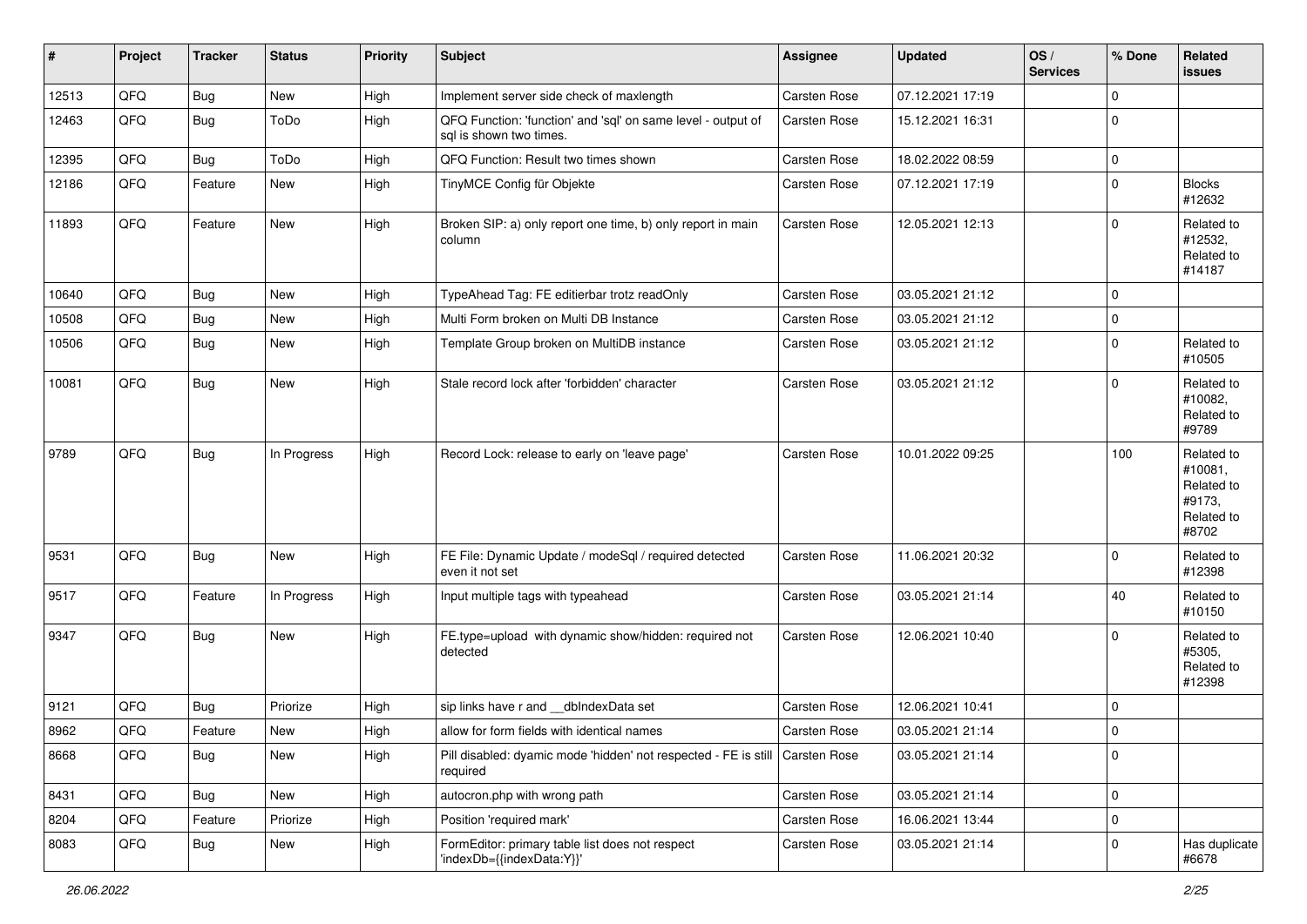| # | Project | Tracker | Status | Priority | Subject | Assignee | Updated | OS / Services | % Done | Related issues |
|---|---|---|---|---|---|---|---|---|---|---|
| 12513 | QFQ | Bug | New | High | Implement server side check of maxlength | Carsten Rose | 07.12.2021 17:19 | | 0 | |
| 12463 | QFQ | Bug | ToDo | High | QFQ Function: 'function' and 'sql' on same level - output of sql is shown two times. | Carsten Rose | 15.12.2021 16:31 | | 0 | |
| 12395 | QFQ | Bug | ToDo | High | QFQ Function: Result two times shown | Carsten Rose | 18.02.2022 08:59 | | 0 | |
| 12186 | QFQ | Feature | New | High | TinyMCE Config für Objekte | Carsten Rose | 07.12.2021 17:19 | | 0 | Blocks #12632 |
| 11893 | QFQ | Feature | New | High | Broken SIP: a) only report one time, b) only report in main column | Carsten Rose | 12.05.2021 12:13 | | 0 | Related to #12532, Related to #14187 |
| 10640 | QFQ | Bug | New | High | TypeAhead Tag: FE editierbar trotz readOnly | Carsten Rose | 03.05.2021 21:12 | | 0 | |
| 10508 | QFQ | Bug | New | High | Multi Form broken on Multi DB Instance | Carsten Rose | 03.05.2021 21:12 | | 0 | |
| 10506 | QFQ | Bug | New | High | Template Group broken on MultiDB instance | Carsten Rose | 03.05.2021 21:12 | | 0 | Related to #10505 |
| 10081 | QFQ | Bug | New | High | Stale record lock after 'forbidden' character | Carsten Rose | 03.05.2021 21:12 | | 0 | Related to #10082, Related to #9789 |
| 9789 | QFQ | Bug | In Progress | High | Record Lock: release to early on 'leave page' | Carsten Rose | 10.01.2022 09:25 | | 100 | Related to #10081, Related to #9173, Related to #8702 |
| 9531 | QFQ | Bug | New | High | FE File: Dynamic Update / modeSql / required detected even it not set | Carsten Rose | 11.06.2021 20:32 | | 0 | Related to #12398 |
| 9517 | QFQ | Feature | In Progress | High | Input multiple tags with typeahead | Carsten Rose | 03.05.2021 21:14 | | 40 | Related to #10150 |
| 9347 | QFQ | Bug | New | High | FE.type=upload with dynamic show/hidden: required not detected | Carsten Rose | 12.06.2021 10:40 | | 0 | Related to #5305, Related to #12398 |
| 9121 | QFQ | Bug | Priorize | High | sip links have r and __dbIndexData set | Carsten Rose | 12.06.2021 10:41 | | 0 | |
| 8962 | QFQ | Feature | New | High | allow for form fields with identical names | Carsten Rose | 03.05.2021 21:14 | | 0 | |
| 8668 | QFQ | Bug | New | High | Pill disabled: dyamic mode 'hidden' not respected - FE is still required | Carsten Rose | 03.05.2021 21:14 | | 0 | |
| 8431 | QFQ | Bug | New | High | autocron.php with wrong path | Carsten Rose | 03.05.2021 21:14 | | 0 | |
| 8204 | QFQ | Feature | Priorize | High | Position 'required mark' | Carsten Rose | 16.06.2021 13:44 | | 0 | |
| 8083 | QFQ | Bug | New | High | FormEditor: primary table list does not respect 'indexDb={{indexData:Y}}' | Carsten Rose | 03.05.2021 21:14 | | 0 | Has duplicate #6678 |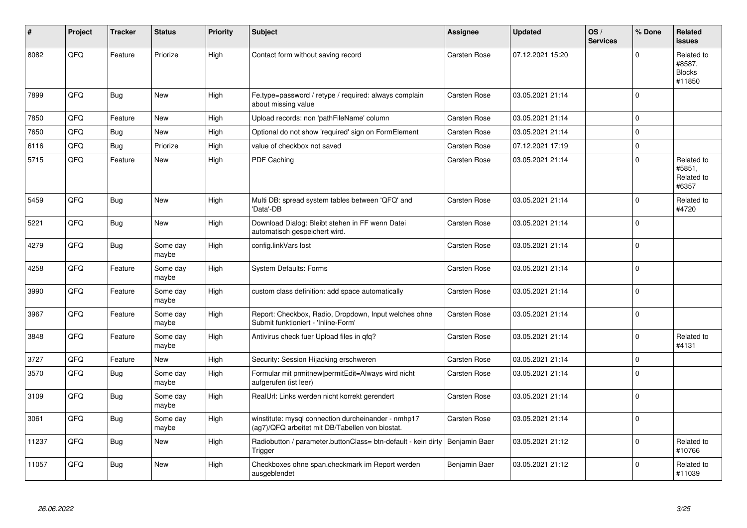| # | Project | Tracker | Status | Priority | Subject | Assignee | Updated | OS / Services | % Done | Related issues |
|---|---|---|---|---|---|---|---|---|---|---|
| 8082 | QFQ | Feature | Priorize | High | Contact form without saving record | Carsten Rose | 07.12.2021 15:20 | | 0 | Related to #8587, Blocks #11850 |
| 7899 | QFQ | Bug | New | High | Fe.type=password / retype / required: always complain about missing value | Carsten Rose | 03.05.2021 21:14 | | 0 | |
| 7850 | QFQ | Feature | New | High | Upload records: non 'pathFileName' column | Carsten Rose | 03.05.2021 21:14 | | 0 | |
| 7650 | QFQ | Bug | New | High | Optional do not show 'required' sign on FormElement | Carsten Rose | 03.05.2021 21:14 | | 0 | |
| 6116 | QFQ | Bug | Priorize | High | value of checkbox not saved | Carsten Rose | 07.12.2021 17:19 | | 0 | |
| 5715 | QFQ | Feature | New | High | PDF Caching | Carsten Rose | 03.05.2021 21:14 | | 0 | Related to #5851, Related to #6357 |
| 5459 | QFQ | Bug | New | High | Multi DB: spread system tables between 'QFQ' and 'Data'-DB | Carsten Rose | 03.05.2021 21:14 | | 0 | Related to #4720 |
| 5221 | QFQ | Bug | New | High | Download Dialog: Bleibt stehen in FF wenn Datei automatisch gespeichert wird. | Carsten Rose | 03.05.2021 21:14 | | 0 | |
| 4279 | QFQ | Bug | Some day maybe | High | config.linkVars lost | Carsten Rose | 03.05.2021 21:14 | | 0 | |
| 4258 | QFQ | Feature | Some day maybe | High | System Defaults: Forms | Carsten Rose | 03.05.2021 21:14 | | 0 | |
| 3990 | QFQ | Feature | Some day maybe | High | custom class definition: add space automatically | Carsten Rose | 03.05.2021 21:14 | | 0 | |
| 3967 | QFQ | Feature | Some day maybe | High | Report: Checkbox, Radio, Dropdown, Input welches ohne Submit funktioniert - 'Inline-Form' | Carsten Rose | 03.05.2021 21:14 | | 0 | |
| 3848 | QFQ | Feature | Some day maybe | High | Antivirus check fuer Upload files in qfq? | Carsten Rose | 03.05.2021 21:14 | | 0 | Related to #4131 |
| 3727 | QFQ | Feature | New | High | Security: Session Hijacking erschweren | Carsten Rose | 03.05.2021 21:14 | | 0 | |
| 3570 | QFQ | Bug | Some day maybe | High | Formular mit prmitnew\|permitEdit=Always wird nicht aufgerufen (ist leer) | Carsten Rose | 03.05.2021 21:14 | | 0 | |
| 3109 | QFQ | Bug | Some day maybe | High | RealUrl: Links werden nicht korrekt gerendert | Carsten Rose | 03.05.2021 21:14 | | 0 | |
| 3061 | QFQ | Bug | Some day maybe | High | winstitute: mysql connection durcheinander - nmhp17 (ag7)/QFQ arbeitet mit DB/Tabellen von biostat. | Carsten Rose | 03.05.2021 21:14 | | 0 | |
| 11237 | QFQ | Bug | New | High | Radiobutton / parameter.buttonClass= btn-default - kein dirty Trigger | Benjamin Baer | 03.05.2021 21:12 | | 0 | Related to #10766 |
| 11057 | QFQ | Bug | New | High | Checkboxes ohne span.checkmark im Report werden ausgeblendet | Benjamin Baer | 03.05.2021 21:12 | | 0 | Related to #11039 |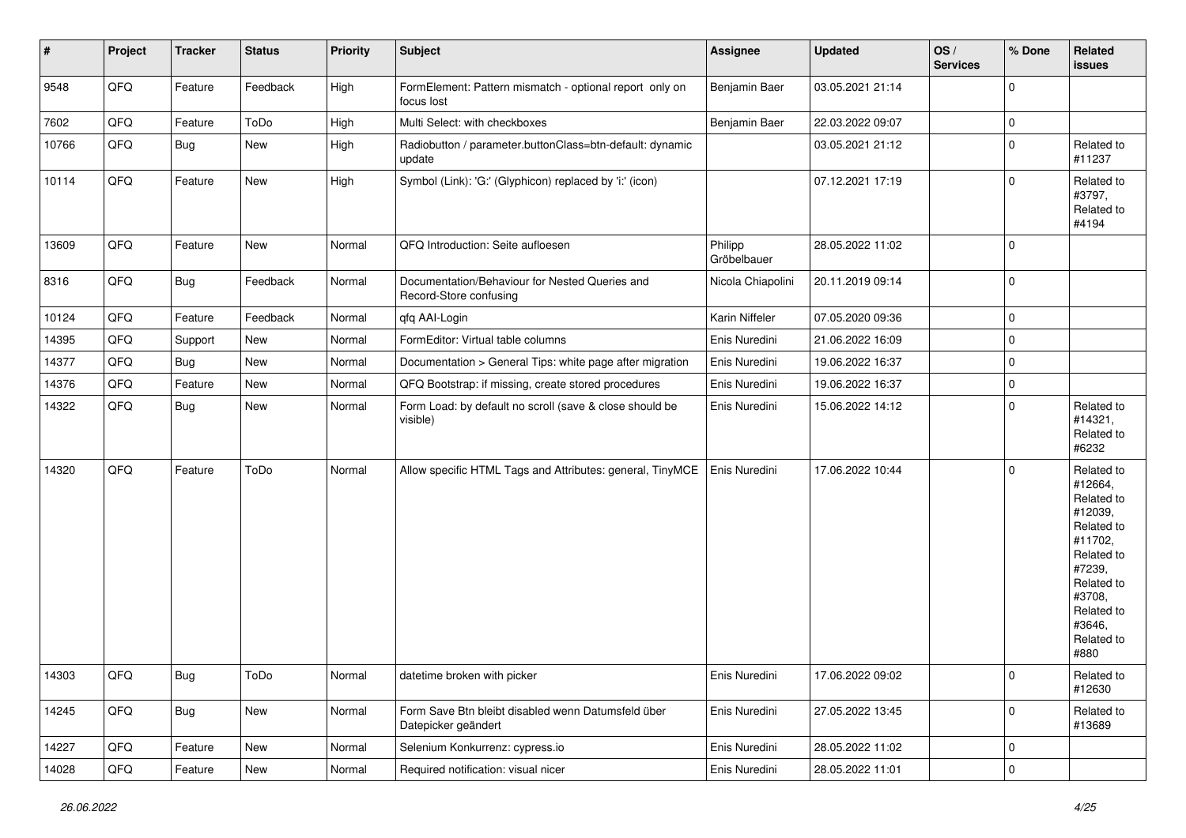| # | Project | Tracker | Status | Priority | Subject | Assignee | Updated | OS / Services | % Done | Related issues |
|---|---|---|---|---|---|---|---|---|---|---|
| 9548 | QFQ | Feature | Feedback | High | FormElement: Pattern mismatch - optional report only on focus lost | Benjamin Baer | 03.05.2021 21:14 | | 0 | |
| 7602 | QFQ | Feature | ToDo | High | Multi Select: with checkboxes | Benjamin Baer | 22.03.2022 09:07 | | 0 | |
| 10766 | QFQ | Bug | New | High | Radiobutton / parameter.buttonClass=btn-default: dynamic update | | 03.05.2021 21:12 | | 0 | Related to #11237 |
| 10114 | QFQ | Feature | New | High | Symbol (Link): 'G:' (Glyphicon) replaced by 'i:' (icon) | | 07.12.2021 17:19 | | 0 | Related to #3797, Related to #4194 |
| 13609 | QFQ | Feature | New | Normal | QFQ Introduction: Seite aufloesen | Philipp Gröbelbauer | 28.05.2022 11:02 | | 0 | |
| 8316 | QFQ | Bug | Feedback | Normal | Documentation/Behaviour for Nested Queries and Record-Store confusing | Nicola Chiapolini | 20.11.2019 09:14 | | 0 | |
| 10124 | QFQ | Feature | Feedback | Normal | qfq AAI-Login | Karin Niffeler | 07.05.2020 09:36 | | 0 | |
| 14395 | QFQ | Support | New | Normal | FormEditor: Virtual table columns | Enis Nuredini | 21.06.2022 16:09 | | 0 | |
| 14377 | QFQ | Bug | New | Normal | Documentation > General Tips: white page after migration | Enis Nuredini | 19.06.2022 16:37 | | 0 | |
| 14376 | QFQ | Feature | New | Normal | QFQ Bootstrap: if missing, create stored procedures | Enis Nuredini | 19.06.2022 16:37 | | 0 | |
| 14322 | QFQ | Bug | New | Normal | Form Load: by default no scroll (save & close should be visible) | Enis Nuredini | 15.06.2022 14:12 | | 0 | Related to #14321, Related to #6232 |
| 14320 | QFQ | Feature | ToDo | Normal | Allow specific HTML Tags and Attributes: general, TinyMCE | Enis Nuredini | 17.06.2022 10:44 | | 0 | Related to #12664, Related to #12039, Related to #11702, Related to #7239, Related to #3708, Related to #3646, Related to #880 |
| 14303 | QFQ | Bug | ToDo | Normal | datetime broken with picker | Enis Nuredini | 17.06.2022 09:02 | | 0 | Related to #12630 |
| 14245 | QFQ | Bug | New | Normal | Form Save Btn bleibt disabled wenn Datumsfeld über Datepicker geändert | Enis Nuredini | 27.05.2022 13:45 | | 0 | Related to #13689 |
| 14227 | QFQ | Feature | New | Normal | Selenium Konkurrenz: cypress.io | Enis Nuredini | 28.05.2022 11:02 | | 0 | |
| 14028 | QFQ | Feature | New | Normal | Required notification: visual nicer | Enis Nuredini | 28.05.2022 11:01 | | 0 | |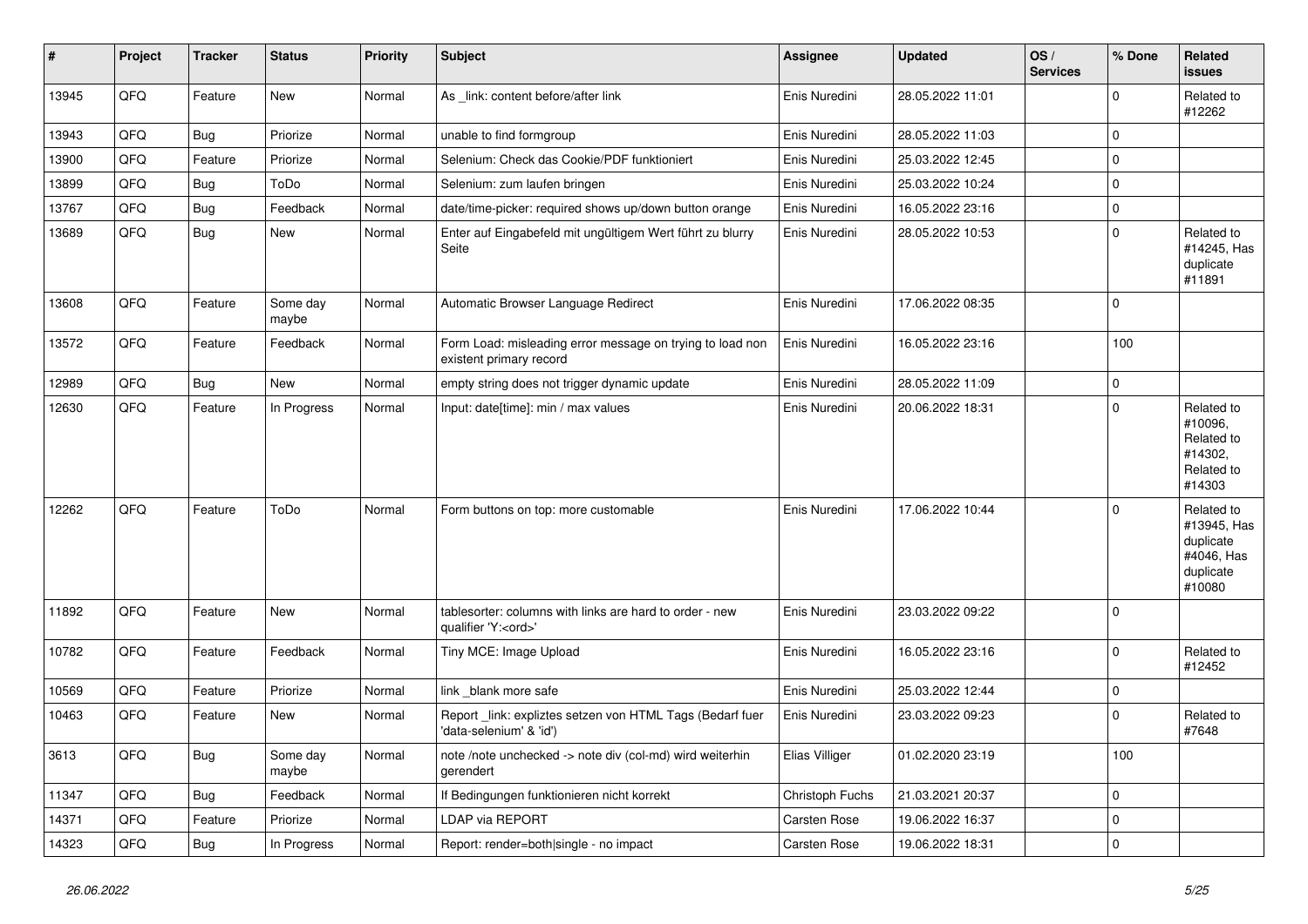| # | Project | Tracker | Status | Priority | Subject | Assignee | Updated | OS / Services | % Done | Related issues |
|---|---|---|---|---|---|---|---|---|---|---|
| 13945 | QFQ | Feature | New | Normal | As _link: content before/after link | Enis Nuredini | 28.05.2022 11:01 | | 0 | Related to #12262 |
| 13943 | QFQ | Bug | Priorize | Normal | unable to find formgroup | Enis Nuredini | 28.05.2022 11:03 | | 0 | |
| 13900 | QFQ | Feature | Priorize | Normal | Selenium: Check das Cookie/PDF funktioniert | Enis Nuredini | 25.03.2022 12:45 | | 0 | |
| 13899 | QFQ | Bug | ToDo | Normal | Selenium: zum laufen bringen | Enis Nuredini | 25.03.2022 10:24 | | 0 | |
| 13767 | QFQ | Bug | Feedback | Normal | date/time-picker: required shows up/down button orange | Enis Nuredini | 16.05.2022 23:16 | | 0 | |
| 13689 | QFQ | Bug | New | Normal | Enter auf Eingabefeld mit ungültigem Wert führt zu blurry Seite | Enis Nuredini | 28.05.2022 10:53 | | 0 | Related to #14245, Has duplicate #11891 |
| 13608 | QFQ | Feature | Some day maybe | Normal | Automatic Browser Language Redirect | Enis Nuredini | 17.06.2022 08:35 | | 0 | |
| 13572 | QFQ | Feature | Feedback | Normal | Form Load: misleading error message on trying to load non existent primary record | Enis Nuredini | 16.05.2022 23:16 | | 100 | |
| 12989 | QFQ | Bug | New | Normal | empty string does not trigger dynamic update | Enis Nuredini | 28.05.2022 11:09 | | 0 | |
| 12630 | QFQ | Feature | In Progress | Normal | Input: date[time]: min / max values | Enis Nuredini | 20.06.2022 18:31 | | 0 | Related to #10096, Related to #14302, Related to #14303 |
| 12262 | QFQ | Feature | ToDo | Normal | Form buttons on top: more customable | Enis Nuredini | 17.06.2022 10:44 | | 0 | Related to #13945, Has duplicate #4046, Has duplicate #10080 |
| 11892 | QFQ | Feature | New | Normal | tablesorter: columns with links are hard to order - new qualifier 'Y:<ord>' | Enis Nuredini | 23.03.2022 09:22 | | 0 | |
| 10782 | QFQ | Feature | Feedback | Normal | Tiny MCE: Image Upload | Enis Nuredini | 16.05.2022 23:16 | | 0 | Related to #12452 |
| 10569 | QFQ | Feature | Priorize | Normal | link _blank more safe | Enis Nuredini | 25.03.2022 12:44 | | 0 | |
| 10463 | QFQ | Feature | New | Normal | Report _link: expliztes setzen von HTML Tags (Bedarf fuer 'data-selenium' & 'id') | Enis Nuredini | 23.03.2022 09:23 | | 0 | Related to #7648 |
| 3613 | QFQ | Bug | Some day maybe | Normal | note /note unchecked -> note div (col-md) wird weiterhin gerendert | Elias Villiger | 01.02.2020 23:19 | | 100 | |
| 11347 | QFQ | Bug | Feedback | Normal | If Bedingungen funktionieren nicht korrekt | Christoph Fuchs | 21.03.2021 20:37 | | 0 | |
| 14371 | QFQ | Feature | Priorize | Normal | LDAP via REPORT | Carsten Rose | 19.06.2022 16:37 | | 0 | |
| 14323 | QFQ | Bug | In Progress | Normal | Report: render=both\|single - no impact | Carsten Rose | 19.06.2022 18:31 | | 0 | |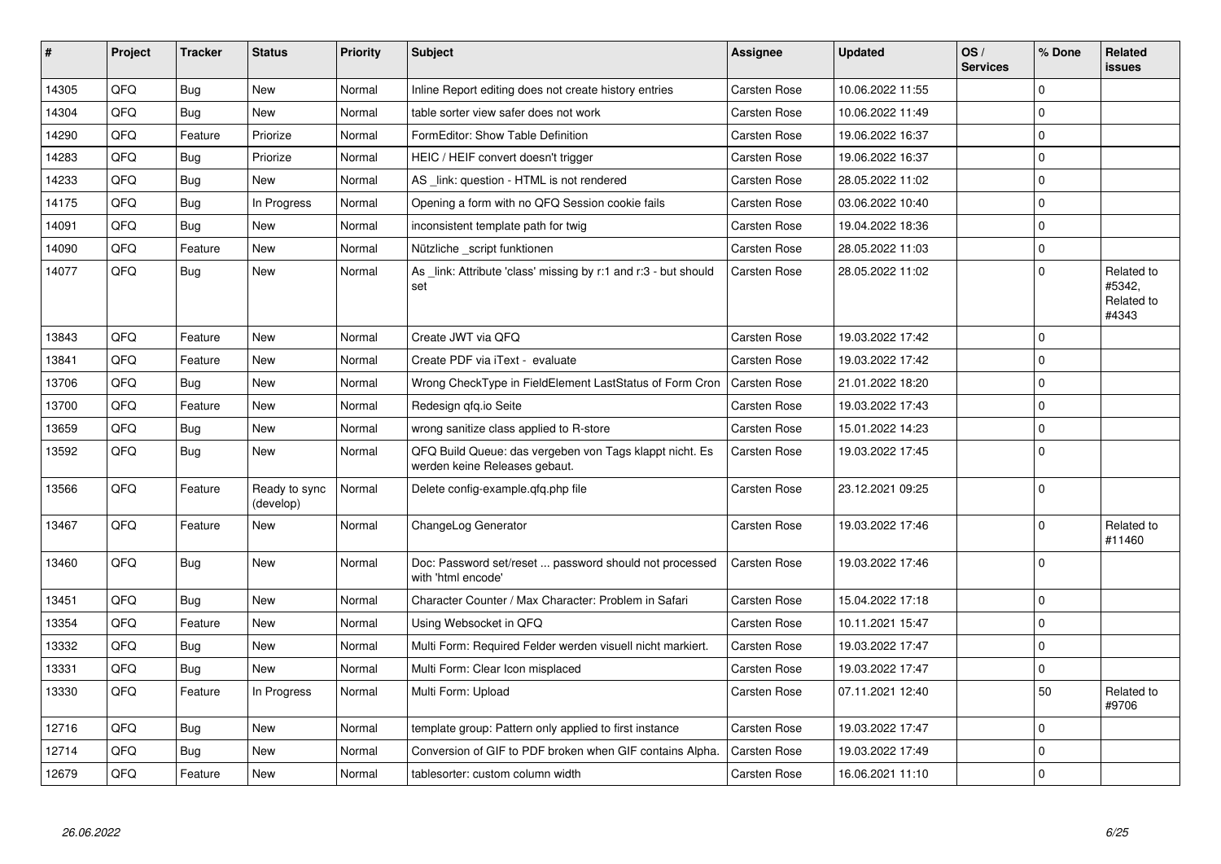| # | Project | Tracker | Status | Priority | Subject | Assignee | Updated | OS / Services | % Done | Related issues |
|---|---|---|---|---|---|---|---|---|---|---|
| 14305 | QFQ | Bug | New | Normal | Inline Report editing does not create history entries | Carsten Rose | 10.06.2022 11:55 | | 0 | |
| 14304 | QFQ | Bug | New | Normal | table sorter view safer does not work | Carsten Rose | 10.06.2022 11:49 | | 0 | |
| 14290 | QFQ | Feature | Priorize | Normal | FormEditor: Show Table Definition | Carsten Rose | 19.06.2022 16:37 | | 0 | |
| 14283 | QFQ | Bug | Priorize | Normal | HEIC / HEIF convert doesn't trigger | Carsten Rose | 19.06.2022 16:37 | | 0 | |
| 14233 | QFQ | Bug | New | Normal | AS _link: question - HTML is not rendered | Carsten Rose | 28.05.2022 11:02 | | 0 | |
| 14175 | QFQ | Bug | In Progress | Normal | Opening a form with no QFQ Session cookie fails | Carsten Rose | 03.06.2022 10:40 | | 0 | |
| 14091 | QFQ | Bug | New | Normal | inconsistent template path for twig | Carsten Rose | 19.04.2022 18:36 | | 0 | |
| 14090 | QFQ | Feature | New | Normal | Nützliche _script funktionen | Carsten Rose | 28.05.2022 11:03 | | 0 | |
| 14077 | QFQ | Bug | New | Normal | As _link: Attribute 'class' missing by r:1 and r:3 - but should set | Carsten Rose | 28.05.2022 11:02 | | 0 | Related to #5342, Related to #4343 |
| 13843 | QFQ | Feature | New | Normal | Create JWT via QFQ | Carsten Rose | 19.03.2022 17:42 | | 0 | |
| 13841 | QFQ | Feature | New | Normal | Create PDF via iText - evaluate | Carsten Rose | 19.03.2022 17:42 | | 0 | |
| 13706 | QFQ | Bug | New | Normal | Wrong CheckType in FieldElement LastStatus of Form Cron | Carsten Rose | 21.01.2022 18:20 | | 0 | |
| 13700 | QFQ | Feature | New | Normal | Redesign qfq.io Seite | Carsten Rose | 19.03.2022 17:43 | | 0 | |
| 13659 | QFQ | Bug | New | Normal | wrong sanitize class applied to R-store | Carsten Rose | 15.01.2022 14:23 | | 0 | |
| 13592 | QFQ | Bug | New | Normal | QFQ Build Queue: das vergeben von Tags klappt nicht. Es werden keine Releases gebaut. | Carsten Rose | 19.03.2022 17:45 | | 0 | |
| 13566 | QFQ | Feature | Ready to sync (develop) | Normal | Delete config-example.qfq.php file | Carsten Rose | 23.12.2021 09:25 | | 0 | |
| 13467 | QFQ | Feature | New | Normal | ChangeLog Generator | Carsten Rose | 19.03.2022 17:46 | | 0 | Related to #11460 |
| 13460 | QFQ | Bug | New | Normal | Doc: Password set/reset ... password should not processed with 'html encode' | Carsten Rose | 19.03.2022 17:46 | | 0 | |
| 13451 | QFQ | Bug | New | Normal | Character Counter / Max Character: Problem in Safari | Carsten Rose | 15.04.2022 17:18 | | 0 | |
| 13354 | QFQ | Feature | New | Normal | Using Websocket in QFQ | Carsten Rose | 10.11.2021 15:47 | | 0 | |
| 13332 | QFQ | Bug | New | Normal | Multi Form: Required Felder werden visuell nicht markiert. | Carsten Rose | 19.03.2022 17:47 | | 0 | |
| 13331 | QFQ | Bug | New | Normal | Multi Form: Clear Icon misplaced | Carsten Rose | 19.03.2022 17:47 | | 0 | |
| 13330 | QFQ | Feature | In Progress | Normal | Multi Form: Upload | Carsten Rose | 07.11.2021 12:40 | | 50 | Related to #9706 |
| 12716 | QFQ | Bug | New | Normal | template group: Pattern only applied to first instance | Carsten Rose | 19.03.2022 17:47 | | 0 | |
| 12714 | QFQ | Bug | New | Normal | Conversion of GIF to PDF broken when GIF contains Alpha. | Carsten Rose | 19.03.2022 17:49 | | 0 | |
| 12679 | QFQ | Feature | New | Normal | tablesorter: custom column width | Carsten Rose | 16.06.2021 11:10 | | 0 | |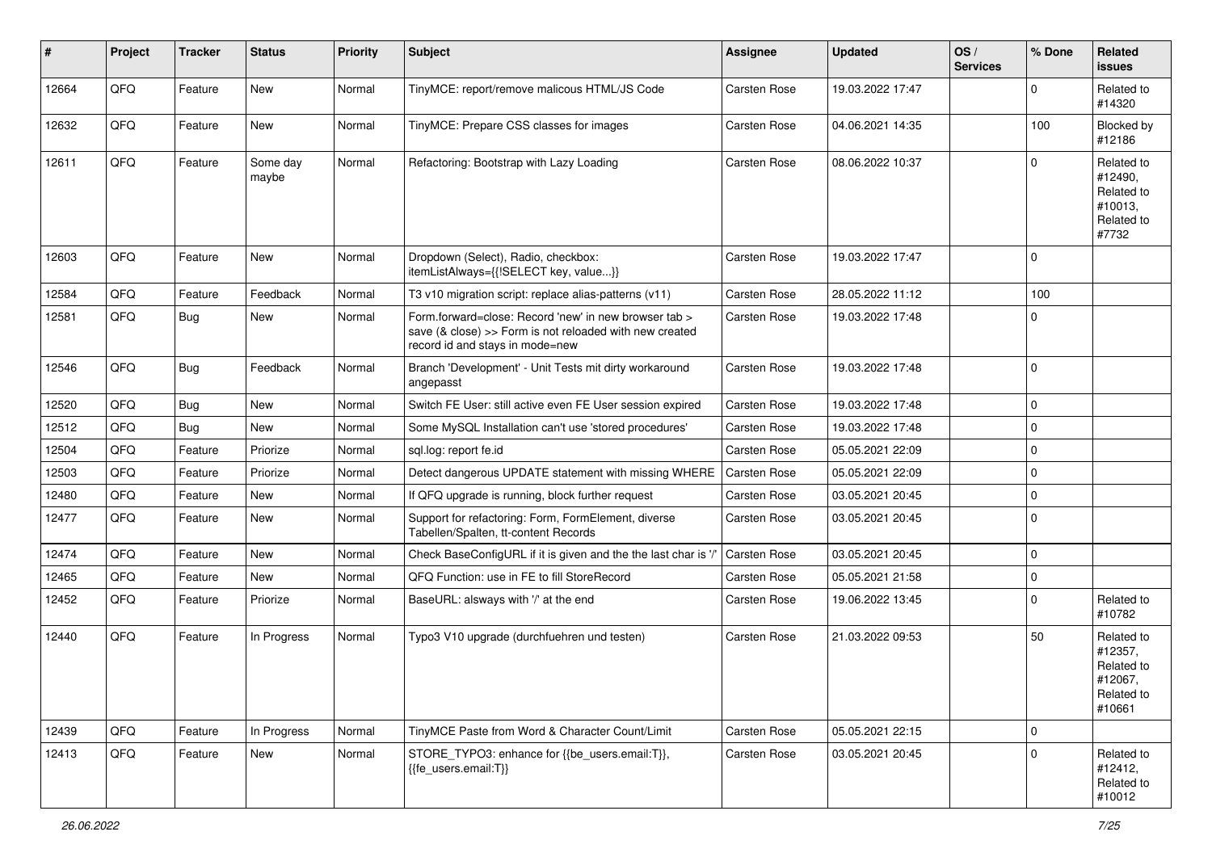| # | Project | Tracker | Status | Priority | Subject | Assignee | Updated | OS / Services | % Done | Related issues |
|---|---|---|---|---|---|---|---|---|---|---|
| 12664 | QFQ | Feature | New | Normal | TinyMCE: report/remove malicous HTML/JS Code | Carsten Rose | 19.03.2022 17:47 | | 0 | Related to #14320 |
| 12632 | QFQ | Feature | New | Normal | TinyMCE: Prepare CSS classes for images | Carsten Rose | 04.06.2021 14:35 | | 100 | Blocked by #12186 |
| 12611 | QFQ | Feature | Some day maybe | Normal | Refactoring: Bootstrap with Lazy Loading | Carsten Rose | 08.06.2022 10:37 | | 0 | Related to #12490, Related to #10013, Related to #7732 |
| 12603 | QFQ | Feature | New | Normal | Dropdown (Select), Radio, checkbox: itemListAlways={{!SELECT key, value...}} | Carsten Rose | 19.03.2022 17:47 | | 0 | |
| 12584 | QFQ | Feature | Feedback | Normal | T3 v10 migration script: replace alias-patterns (v11) | Carsten Rose | 28.05.2022 11:12 | | 100 | |
| 12581 | QFQ | Bug | New | Normal | Form.forward=close: Record 'new' in new browser tab > save (& close) >> Form is not reloaded with new created record id and stays in mode=new | Carsten Rose | 19.03.2022 17:48 | | 0 | |
| 12546 | QFQ | Bug | Feedback | Normal | Branch 'Development' - Unit Tests mit dirty workaround angepasst | Carsten Rose | 19.03.2022 17:48 | | 0 | |
| 12520 | QFQ | Bug | New | Normal | Switch FE User: still active even FE User session expired | Carsten Rose | 19.03.2022 17:48 | | 0 | |
| 12512 | QFQ | Bug | New | Normal | Some MySQL Installation can't use 'stored procedures' | Carsten Rose | 19.03.2022 17:48 | | 0 | |
| 12504 | QFQ | Feature | Priorize | Normal | sql.log: report fe.id | Carsten Rose | 05.05.2021 22:09 | | 0 | |
| 12503 | QFQ | Feature | Priorize | Normal | Detect dangerous UPDATE statement with missing WHERE | Carsten Rose | 05.05.2021 22:09 | | 0 | |
| 12480 | QFQ | Feature | New | Normal | If QFQ upgrade is running, block further request | Carsten Rose | 03.05.2021 20:45 | | 0 | |
| 12477 | QFQ | Feature | New | Normal | Support for refactoring: Form, FormElement, diverse Tabellen/Spalten, tt-content Records | Carsten Rose | 03.05.2021 20:45 | | 0 | |
| 12474 | QFQ | Feature | New | Normal | Check BaseConfigURL if it is given and the the last char is '/' | Carsten Rose | 03.05.2021 20:45 | | 0 | |
| 12465 | QFQ | Feature | New | Normal | QFQ Function: use in FE to fill StoreRecord | Carsten Rose | 05.05.2021 21:58 | | 0 | |
| 12452 | QFQ | Feature | Priorize | Normal | BaseURL: alsways with '/' at the end | Carsten Rose | 19.06.2022 13:45 | | 0 | Related to #10782 |
| 12440 | QFQ | Feature | In Progress | Normal | Typo3 V10 upgrade (durchfuehren und testen) | Carsten Rose | 21.03.2022 09:53 | | 50 | Related to #12357, Related to #12067, Related to #10661 |
| 12439 | QFQ | Feature | In Progress | Normal | TinyMCE Paste from Word & Character Count/Limit | Carsten Rose | 05.05.2021 22:15 | | 0 | |
| 12413 | QFQ | Feature | New | Normal | STORE_TYPO3: enhance for {{be_users.email:T}}, {{fe_users.email:T}} | Carsten Rose | 03.05.2021 20:45 | | 0 | Related to #12412, Related to #10012 |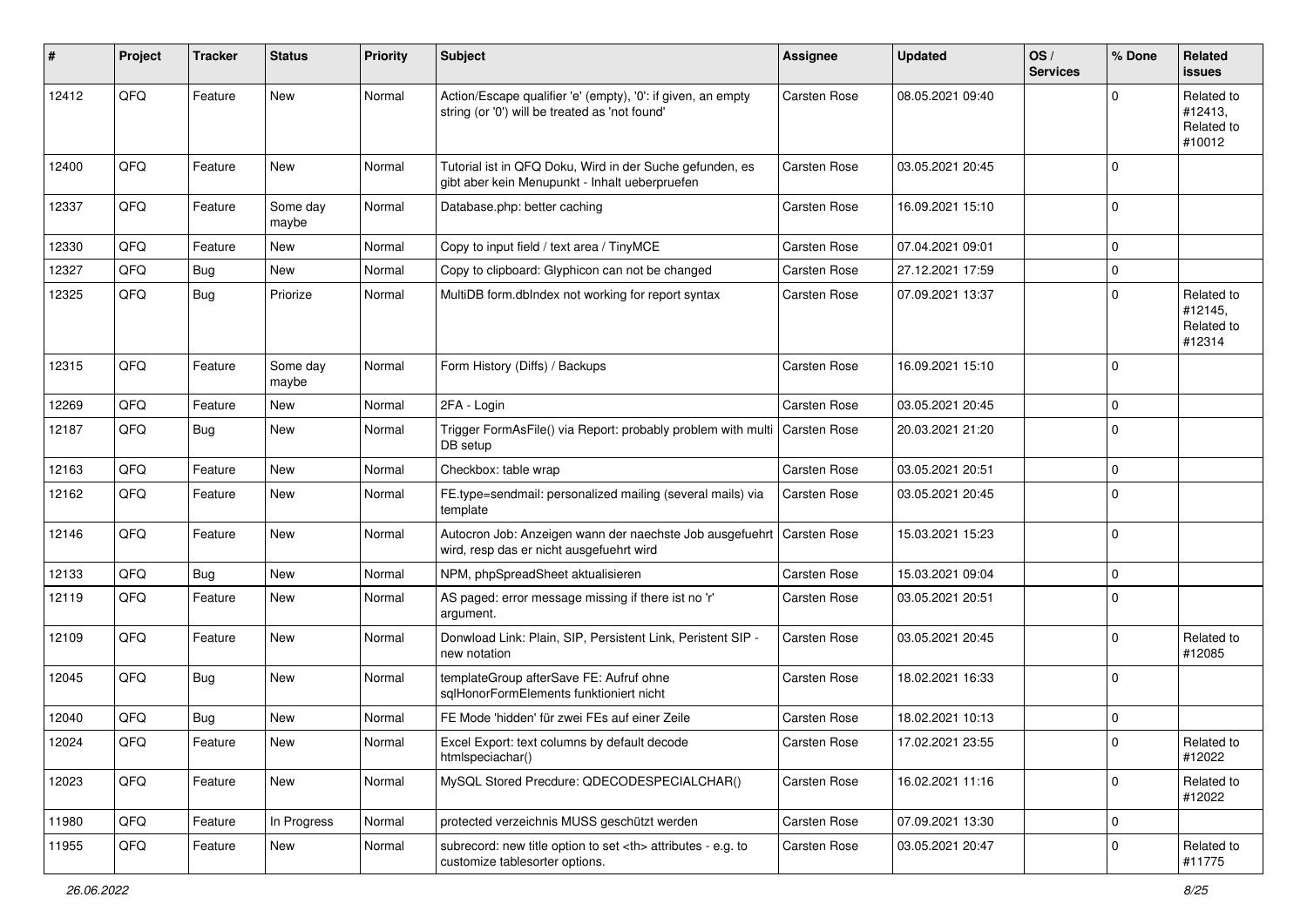| # | Project | Tracker | Status | Priority | Subject | Assignee | Updated | OS / Services | % Done | Related issues |
|---|---|---|---|---|---|---|---|---|---|---|
| 12412 | QFQ | Feature | New | Normal | Action/Escape qualifier 'e' (empty), '0': if given, an empty string (or '0') will be treated as 'not found' | Carsten Rose | 08.05.2021 09:40 | | 0 | Related to #12413, Related to #10012 |
| 12400 | QFQ | Feature | New | Normal | Tutorial ist in QFQ Doku, Wird in der Suche gefunden, es gibt aber kein Menupunkt - Inhalt ueberpruefen | Carsten Rose | 03.05.2021 20:45 | | 0 | |
| 12337 | QFQ | Feature | Some day maybe | Normal | Database.php: better caching | Carsten Rose | 16.09.2021 15:10 | | 0 | |
| 12330 | QFQ | Feature | New | Normal | Copy to input field / text area / TinyMCE | Carsten Rose | 07.04.2021 09:01 | | 0 | |
| 12327 | QFQ | Bug | New | Normal | Copy to clipboard: Glyphicon can not be changed | Carsten Rose | 27.12.2021 17:59 | | 0 | |
| 12325 | QFQ | Bug | Priorize | Normal | MultiDB form.dbIndex not working for report syntax | Carsten Rose | 07.09.2021 13:37 | | 0 | Related to #12145, Related to #12314 |
| 12315 | QFQ | Feature | Some day maybe | Normal | Form History (Diffs) / Backups | Carsten Rose | 16.09.2021 15:10 | | 0 | |
| 12269 | QFQ | Feature | New | Normal | 2FA - Login | Carsten Rose | 03.05.2021 20:45 | | 0 | |
| 12187 | QFQ | Bug | New | Normal | Trigger FormAsFile() via Report: probably problem with multi DB setup | Carsten Rose | 20.03.2021 21:20 | | 0 | |
| 12163 | QFQ | Feature | New | Normal | Checkbox: table wrap | Carsten Rose | 03.05.2021 20:51 | | 0 | |
| 12162 | QFQ | Feature | New | Normal | FE.type=sendmail: personalized mailing (several mails) via template | Carsten Rose | 03.05.2021 20:45 | | 0 | |
| 12146 | QFQ | Feature | New | Normal | Autocron Job: Anzeigen wann der naechste Job ausgefuehrt wird, resp das er nicht ausgefuehrt wird | Carsten Rose | 15.03.2021 15:23 | | 0 | |
| 12133 | QFQ | Bug | New | Normal | NPM, phpSpreadSheet aktualisieren | Carsten Rose | 15.03.2021 09:04 | | 0 | |
| 12119 | QFQ | Feature | New | Normal | AS paged: error message missing if there ist no 'r' argument. | Carsten Rose | 03.05.2021 20:51 | | 0 | |
| 12109 | QFQ | Feature | New | Normal | Donwload Link: Plain, SIP, Persistent Link, Peristent SIP - new notation | Carsten Rose | 03.05.2021 20:45 | | 0 | Related to #12085 |
| 12045 | QFQ | Bug | New | Normal | templateGroup afterSave FE: Aufruf ohne sqlHonorFormElements funktioniert nicht | Carsten Rose | 18.02.2021 16:33 | | 0 | |
| 12040 | QFQ | Bug | New | Normal | FE Mode 'hidden' für zwei FEs auf einer Zeile | Carsten Rose | 18.02.2021 10:13 | | 0 | |
| 12024 | QFQ | Feature | New | Normal | Excel Export: text columns by default decode htmlspeciachar() | Carsten Rose | 17.02.2021 23:55 | | 0 | Related to #12022 |
| 12023 | QFQ | Feature | New | Normal | MySQL Stored Precdure: QDECODESPECIALCHAR() | Carsten Rose | 16.02.2021 11:16 | | 0 | Related to #12022 |
| 11980 | QFQ | Feature | In Progress | Normal | protected verzeichnis MUSS geschützt werden | Carsten Rose | 07.09.2021 13:30 | | 0 | |
| 11955 | QFQ | Feature | New | Normal | subrecord: new title option to set <th> attributes - e.g. to customize tablesorter options. | Carsten Rose | 03.05.2021 20:47 | | 0 | Related to #11775 |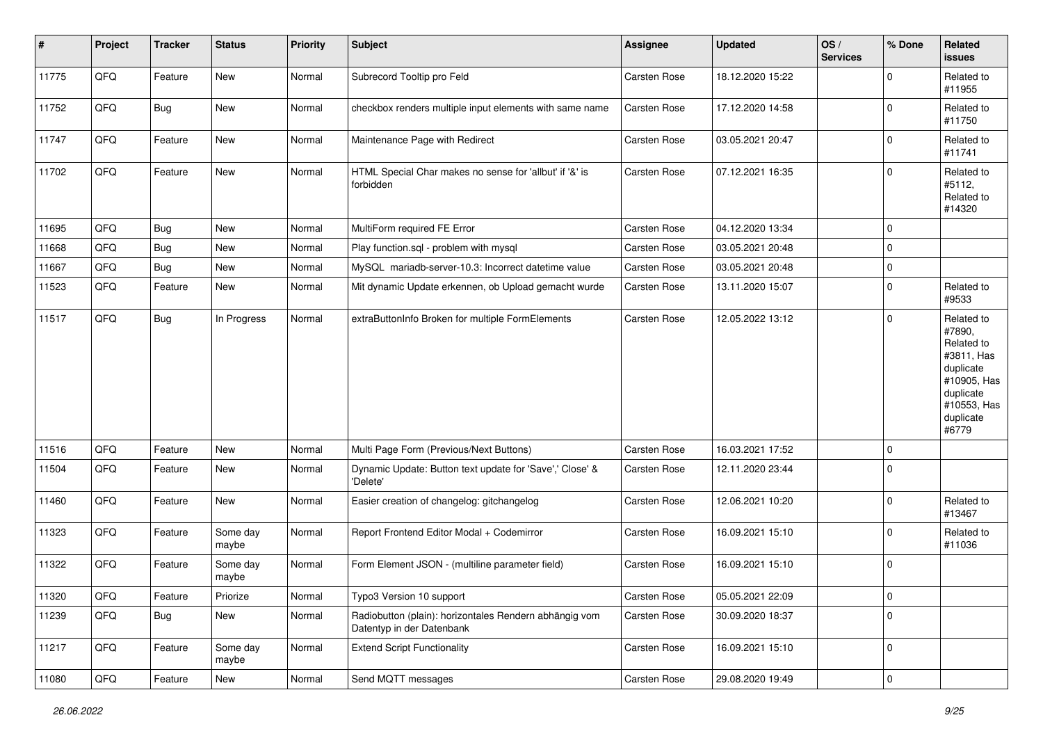| # | Project | Tracker | Status | Priority | Subject | Assignee | Updated | OS / Services | % Done | Related issues |
|---|---|---|---|---|---|---|---|---|---|---|
| 11775 | QFQ | Feature | New | Normal | Subrecord Tooltip pro Feld | Carsten Rose | 18.12.2020 15:22 | | 0 | Related to #11955 |
| 11752 | QFQ | Bug | New | Normal | checkbox renders multiple input elements with same name | Carsten Rose | 17.12.2020 14:58 | | 0 | Related to #11750 |
| 11747 | QFQ | Feature | New | Normal | Maintenance Page with Redirect | Carsten Rose | 03.05.2021 20:47 | | 0 | Related to #11741 |
| 11702 | QFQ | Feature | New | Normal | HTML Special Char makes no sense for 'allbut' if '&' is forbidden | Carsten Rose | 07.12.2021 16:35 | | 0 | Related to #5112, Related to #14320 |
| 11695 | QFQ | Bug | New | Normal | MultiForm required FE Error | Carsten Rose | 04.12.2020 13:34 | | 0 | |
| 11668 | QFQ | Bug | New | Normal | Play function.sql - problem with mysql | Carsten Rose | 03.05.2021 20:48 | | 0 | |
| 11667 | QFQ | Bug | New | Normal | MySQL mariadb-server-10.3: Incorrect datetime value | Carsten Rose | 03.05.2021 20:48 | | 0 | |
| 11523 | QFQ | Feature | New | Normal | Mit dynamic Update erkennen, ob Upload gemacht wurde | Carsten Rose | 13.11.2020 15:07 | | 0 | Related to #9533 |
| 11517 | QFQ | Bug | In Progress | Normal | extraButtonInfo Broken for multiple FormElements | Carsten Rose | 12.05.2022 13:12 | | 0 | Related to #7890, Related to #3811, Has duplicate #10905, Has duplicate #10553, Has duplicate #6779 |
| 11516 | QFQ | Feature | New | Normal | Multi Page Form (Previous/Next Buttons) | Carsten Rose | 16.03.2021 17:52 | | 0 | |
| 11504 | QFQ | Feature | New | Normal | Dynamic Update: Button text update for 'Save',' Close' & 'Delete' | Carsten Rose | 12.11.2020 23:44 | | 0 | |
| 11460 | QFQ | Feature | New | Normal | Easier creation of changelog: gitchangelog | Carsten Rose | 12.06.2021 10:20 | | 0 | Related to #13467 |
| 11323 | QFQ | Feature | Some day maybe | Normal | Report Frontend Editor Modal + Codemirror | Carsten Rose | 16.09.2021 15:10 | | 0 | Related to #11036 |
| 11322 | QFQ | Feature | Some day maybe | Normal | Form Element JSON - (multiline parameter field) | Carsten Rose | 16.09.2021 15:10 | | 0 | |
| 11320 | QFQ | Feature | Priorize | Normal | Typo3 Version 10 support | Carsten Rose | 05.05.2021 22:09 | | 0 | |
| 11239 | QFQ | Bug | New | Normal | Radiobutton (plain): horizontales Rendern abhängig vom Datentyp in der Datenbank | Carsten Rose | 30.09.2020 18:37 | | 0 | |
| 11217 | QFQ | Feature | Some day maybe | Normal | Extend Script Functionality | Carsten Rose | 16.09.2021 15:10 | | 0 | |
| 11080 | QFQ | Feature | New | Normal | Send MQTT messages | Carsten Rose | 29.08.2020 19:49 | | 0 | |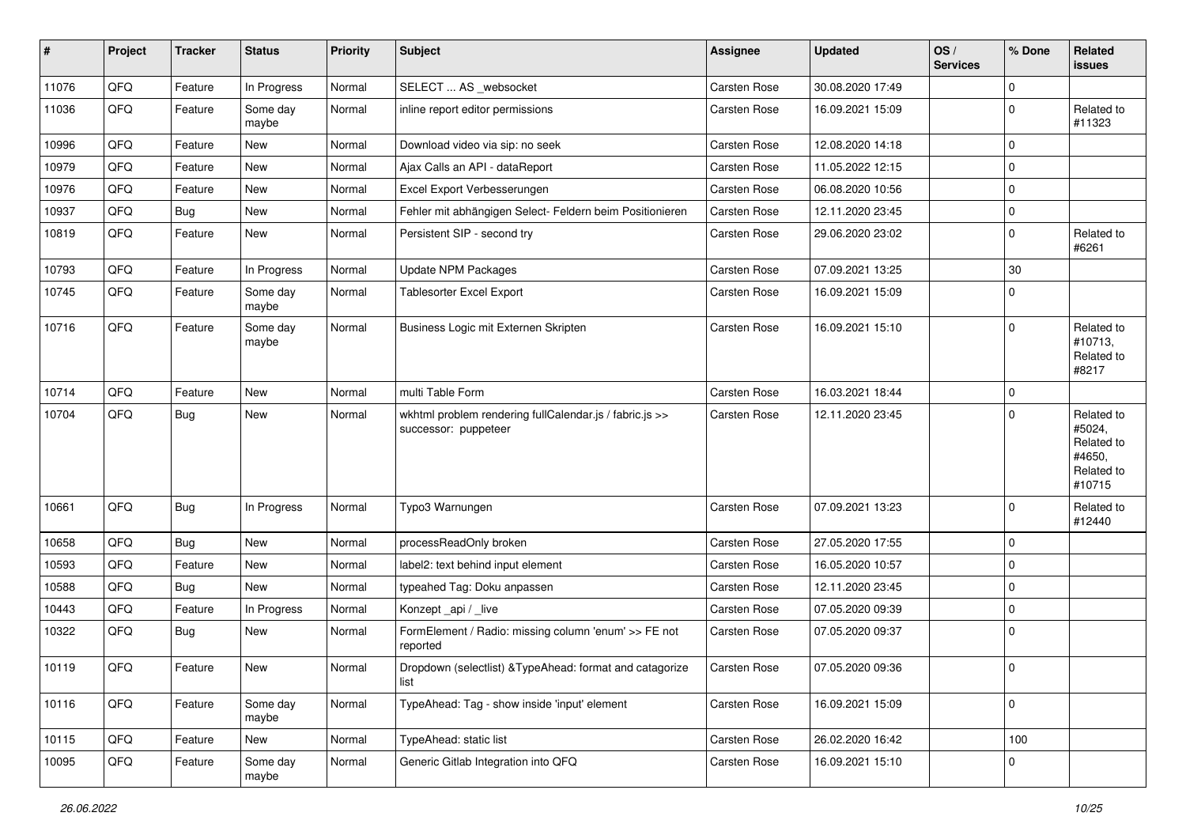| # | Project | Tracker | Status | Priority | Subject | Assignee | Updated | OS / Services | % Done | Related issues |
|---|---|---|---|---|---|---|---|---|---|---|
| 11076 | QFQ | Feature | In Progress | Normal | SELECT ... AS _websocket | Carsten Rose | 30.08.2020 17:49 | | 0 | |
| 11036 | QFQ | Feature | Some day maybe | Normal | inline report editor permissions | Carsten Rose | 16.09.2021 15:09 | | 0 | Related to #11323 |
| 10996 | QFQ | Feature | New | Normal | Download video via sip: no seek | Carsten Rose | 12.08.2020 14:18 | | 0 | |
| 10979 | QFQ | Feature | New | Normal | Ajax Calls an API - dataReport | Carsten Rose | 11.05.2022 12:15 | | 0 | |
| 10976 | QFQ | Feature | New | Normal | Excel Export Verbesserungen | Carsten Rose | 06.08.2020 10:56 | | 0 | |
| 10937 | QFQ | Bug | New | Normal | Fehler mit abhängigen Select- Feldern beim Positionieren | Carsten Rose | 12.11.2020 23:45 | | 0 | |
| 10819 | QFQ | Feature | New | Normal | Persistent SIP - second try | Carsten Rose | 29.06.2020 23:02 | | 0 | Related to #6261 |
| 10793 | QFQ | Feature | In Progress | Normal | Update NPM Packages | Carsten Rose | 07.09.2021 13:25 | | 30 | |
| 10745 | QFQ | Feature | Some day maybe | Normal | Tablesorter Excel Export | Carsten Rose | 16.09.2021 15:09 | | 0 | |
| 10716 | QFQ | Feature | Some day maybe | Normal | Business Logic mit Externen Skripten | Carsten Rose | 16.09.2021 15:10 | | 0 | Related to #10713, Related to #8217 |
| 10714 | QFQ | Feature | New | Normal | multi Table Form | Carsten Rose | 16.03.2021 18:44 | | 0 | |
| 10704 | QFQ | Bug | New | Normal | wkhtml problem rendering fullCalendar.js / fabric.js >> successor: puppeteer | Carsten Rose | 12.11.2020 23:45 | | 0 | Related to #5024, Related to #4650, Related to #10715 |
| 10661 | QFQ | Bug | In Progress | Normal | Typo3 Warnungen | Carsten Rose | 07.09.2021 13:23 | | 0 | Related to #12440 |
| 10658 | QFQ | Bug | New | Normal | processReadOnly broken | Carsten Rose | 27.05.2020 17:55 | | 0 | |
| 10593 | QFQ | Feature | New | Normal | label2: text behind input element | Carsten Rose | 16.05.2020 10:57 | | 0 | |
| 10588 | QFQ | Bug | New | Normal | typeahed Tag: Doku anpassen | Carsten Rose | 12.11.2020 23:45 | | 0 | |
| 10443 | QFQ | Feature | In Progress | Normal | Konzept _api / _live | Carsten Rose | 07.05.2020 09:39 | | 0 | |
| 10322 | QFQ | Bug | New | Normal | FormElement / Radio: missing column 'enum' >> FE not reported | Carsten Rose | 07.05.2020 09:37 | | 0 | |
| 10119 | QFQ | Feature | New | Normal | Dropdown (selectlist) &TypeAhead: format and catagorize list | Carsten Rose | 07.05.2020 09:36 | | 0 | |
| 10116 | QFQ | Feature | Some day maybe | Normal | TypeAhead: Tag - show inside 'input' element | Carsten Rose | 16.09.2021 15:09 | | 0 | |
| 10115 | QFQ | Feature | New | Normal | TypeAhead: static list | Carsten Rose | 26.02.2020 16:42 | | 100 | |
| 10095 | QFQ | Feature | Some day maybe | Normal | Generic Gitlab Integration into QFQ | Carsten Rose | 16.09.2021 15:10 | | 0 | |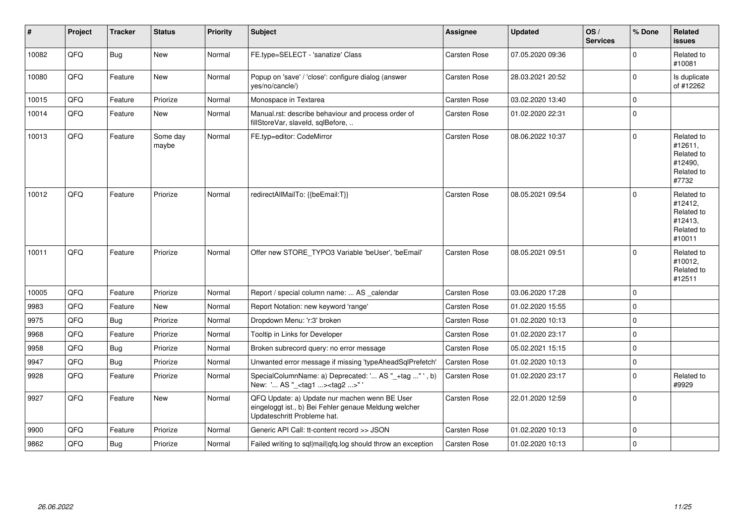| # | Project | Tracker | Status | Priority | Subject | Assignee | Updated | OS / Services | % Done | Related issues |
|---|---|---|---|---|---|---|---|---|---|---|
| 10082 | QFQ | Bug | New | Normal | FE.type=SELECT - 'sanatize' Class | Carsten Rose | 07.05.2020 09:36 | | 0 | Related to #10081 |
| 10080 | QFQ | Feature | New | Normal | Popup on 'save' / 'close': configure dialog (answer yes/no/cancle/) | Carsten Rose | 28.03.2021 20:52 | | 0 | Is duplicate of #12262 |
| 10015 | QFQ | Feature | Priorize | Normal | Monospace in Textarea | Carsten Rose | 03.02.2020 13:40 | | 0 | |
| 10014 | QFQ | Feature | New | Normal | Manual.rst: describe behaviour and process order of fillStoreVar, slaveId, sqlBefore, .. | Carsten Rose | 01.02.2020 22:31 | | 0 | |
| 10013 | QFQ | Feature | Some day maybe | Normal | FE.typ=editor: CodeMirror | Carsten Rose | 08.06.2022 10:37 | | 0 | Related to #12611, Related to #12490, Related to #7732 |
| 10012 | QFQ | Feature | Priorize | Normal | redirectAllMailTo: {{beEmail:T}} | Carsten Rose | 08.05.2021 09:54 | | 0 | Related to #12412, Related to #12413, Related to #10011 |
| 10011 | QFQ | Feature | Priorize | Normal | Offer new STORE_TYPO3 Variable 'beUser', 'beEmail' | Carsten Rose | 08.05.2021 09:51 | | 0 | Related to #10012, Related to #12511 |
| 10005 | QFQ | Feature | Priorize | Normal | Report / special column name: ... AS _calendar | Carsten Rose | 03.06.2020 17:28 | | 0 | |
| 9983 | QFQ | Feature | New | Normal | Report Notation: new keyword 'range' | Carsten Rose | 01.02.2020 15:55 | | 0 | |
| 9975 | QFQ | Bug | Priorize | Normal | Dropdown Menu: 'r:3' broken | Carsten Rose | 01.02.2020 10:13 | | 0 | |
| 9968 | QFQ | Feature | Priorize | Normal | Tooltip in Links for Developer | Carsten Rose | 01.02.2020 23:17 | | 0 | |
| 9958 | QFQ | Bug | Priorize | Normal | Broken subrecord query: no error message | Carsten Rose | 05.02.2021 15:15 | | 0 | |
| 9947 | QFQ | Bug | Priorize | Normal | Unwanted error message if missing 'typeAheadSqlPrefetch' | Carsten Rose | 01.02.2020 10:13 | | 0 | |
| 9928 | QFQ | Feature | Priorize | Normal | SpecialColumnName: a) Deprecated: '... AS "_+tag ..." ', b) New: '... AS "_<tag1 ...><tag2 ...>" ' | Carsten Rose | 01.02.2020 23:17 | | 0 | Related to #9929 |
| 9927 | QFQ | Feature | New | Normal | QFQ Update: a) Update nur machen wenn BE User eingeloggt ist., b) Bei Fehler genaue Meldung welcher Updateschritt Probleme hat. | Carsten Rose | 22.01.2020 12:59 | | 0 | |
| 9900 | QFQ | Feature | Priorize | Normal | Generic API Call: tt-content record >> JSON | Carsten Rose | 01.02.2020 10:13 | | 0 | |
| 9862 | QFQ | Bug | Priorize | Normal | Failed writing to sql\|mail\|qfq.log should throw an exception | Carsten Rose | 01.02.2020 10:13 | | 0 | |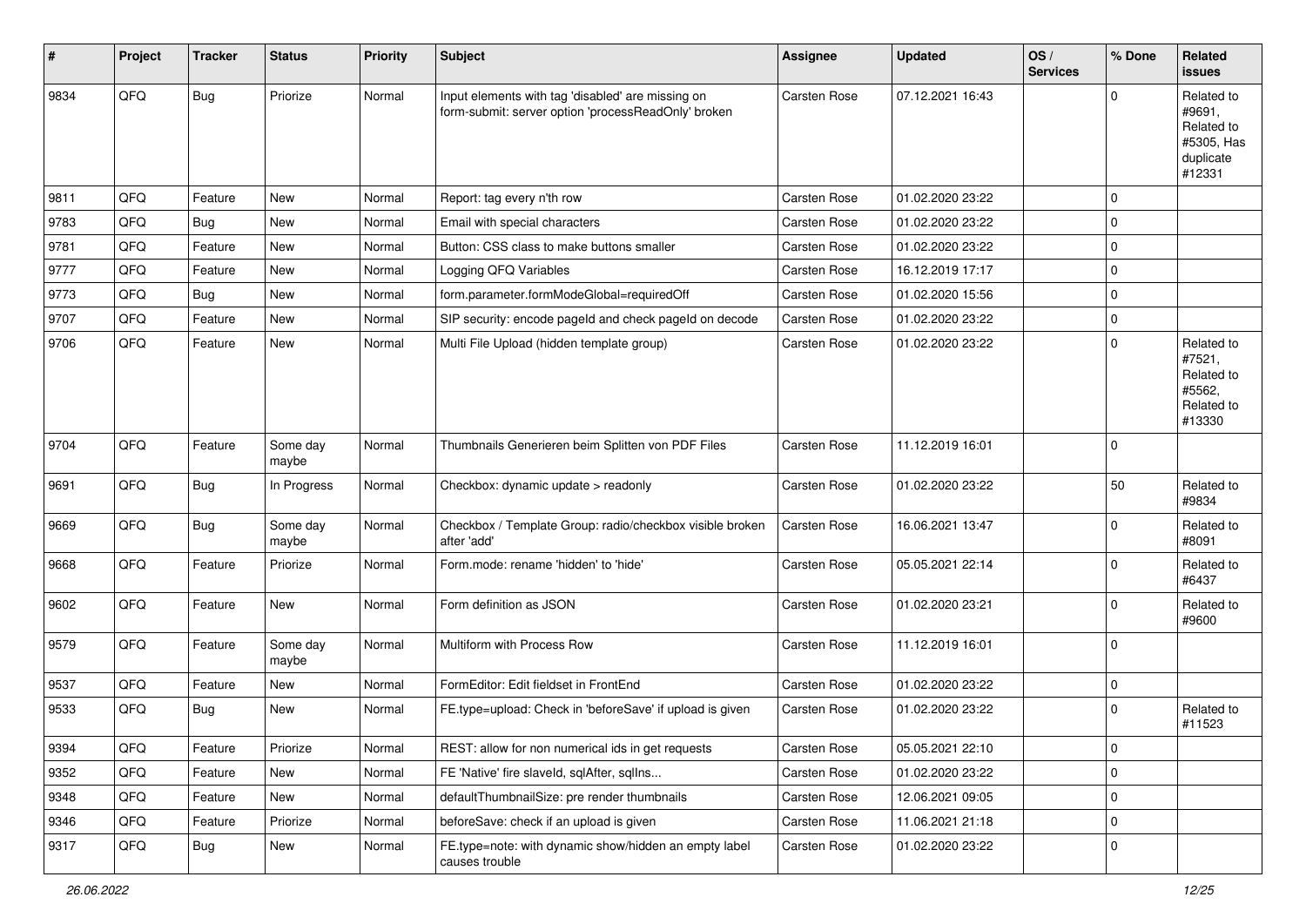| # | Project | Tracker | Status | Priority | Subject | Assignee | Updated | OS / Services | % Done | Related issues |
|---|---|---|---|---|---|---|---|---|---|---|
| 9834 | QFQ | Bug | Priorize | Normal | Input elements with tag 'disabled' are missing on form-submit: server option 'processReadOnly' broken | Carsten Rose | 07.12.2021 16:43 | | 0 | Related to #9691, Related to #5305, Has duplicate #12331 |
| 9811 | QFQ | Feature | New | Normal | Report: tag every n'th row | Carsten Rose | 01.02.2020 23:22 | | 0 | |
| 9783 | QFQ | Bug | New | Normal | Email with special characters | Carsten Rose | 01.02.2020 23:22 | | 0 | |
| 9781 | QFQ | Feature | New | Normal | Button: CSS class to make buttons smaller | Carsten Rose | 01.02.2020 23:22 | | 0 | |
| 9777 | QFQ | Feature | New | Normal | Logging QFQ Variables | Carsten Rose | 16.12.2019 17:17 | | 0 | |
| 9773 | QFQ | Bug | New | Normal | form.parameter.formModeGlobal=requiredOff | Carsten Rose | 01.02.2020 15:56 | | 0 | |
| 9707 | QFQ | Feature | New | Normal | SIP security: encode pageId and check pageId on decode | Carsten Rose | 01.02.2020 23:22 | | 0 | |
| 9706 | QFQ | Feature | New | Normal | Multi File Upload (hidden template group) | Carsten Rose | 01.02.2020 23:22 | | 0 | Related to #7521, Related to #5562, Related to #13330 |
| 9704 | QFQ | Feature | Some day maybe | Normal | Thumbnails Generieren beim Splitten von PDF Files | Carsten Rose | 11.12.2019 16:01 | | 0 | |
| 9691 | QFQ | Bug | In Progress | Normal | Checkbox: dynamic update > readonly | Carsten Rose | 01.02.2020 23:22 | | 50 | Related to #9834 |
| 9669 | QFQ | Bug | Some day maybe | Normal | Checkbox / Template Group: radio/checkbox visible broken after 'add' | Carsten Rose | 16.06.2021 13:47 | | 0 | Related to #8091 |
| 9668 | QFQ | Feature | Priorize | Normal | Form.mode: rename 'hidden' to 'hide' | Carsten Rose | 05.05.2021 22:14 | | 0 | Related to #6437 |
| 9602 | QFQ | Feature | New | Normal | Form definition as JSON | Carsten Rose | 01.02.2020 23:21 | | 0 | Related to #9600 |
| 9579 | QFQ | Feature | Some day maybe | Normal | Multiform with Process Row | Carsten Rose | 11.12.2019 16:01 | | 0 | |
| 9537 | QFQ | Feature | New | Normal | FormEditor: Edit fieldset in FrontEnd | Carsten Rose | 01.02.2020 23:22 | | 0 | |
| 9533 | QFQ | Bug | New | Normal | FE.type=upload: Check in 'beforeSave' if upload is given | Carsten Rose | 01.02.2020 23:22 | | 0 | Related to #11523 |
| 9394 | QFQ | Feature | Priorize | Normal | REST: allow for non numerical ids in get requests | Carsten Rose | 05.05.2021 22:10 | | 0 | |
| 9352 | QFQ | Feature | New | Normal | FE 'Native' fire slaveId, sqlAfter, sqlIns... | Carsten Rose | 01.02.2020 23:22 | | 0 | |
| 9348 | QFQ | Feature | New | Normal | defaultThumbnailSize: pre render thumbnails | Carsten Rose | 12.06.2021 09:05 | | 0 | |
| 9346 | QFQ | Feature | Priorize | Normal | beforeSave: check if an upload is given | Carsten Rose | 11.06.2021 21:18 | | 0 | |
| 9317 | QFQ | Bug | New | Normal | FE.type=note: with dynamic show/hidden an empty label causes trouble | Carsten Rose | 01.02.2020 23:22 | | 0 | |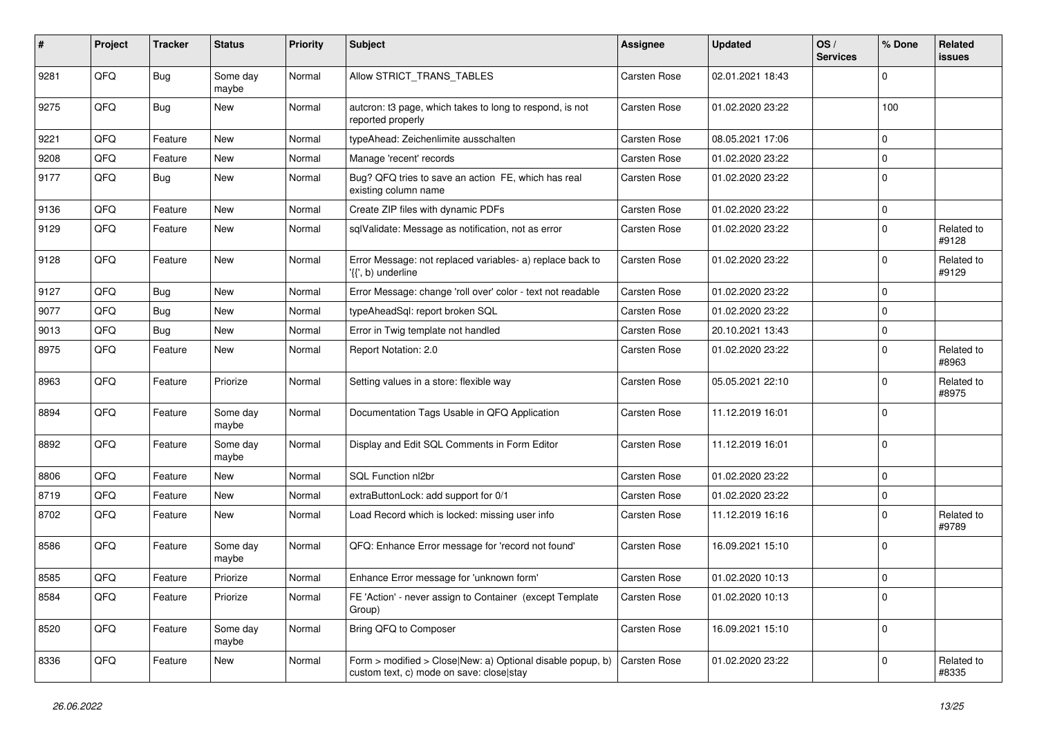| # | Project | Tracker | Status | Priority | Subject | Assignee | Updated | OS / Services | % Done | Related issues |
|---|---|---|---|---|---|---|---|---|---|---|
| 9281 | QFQ | Bug | Some day maybe | Normal | Allow STRICT_TRANS_TABLES | Carsten Rose | 02.01.2021 18:43 | | 0 | |
| 9275 | QFQ | Bug | New | Normal | autcron: t3 page, which takes to long to respond, is not reported properly | Carsten Rose | 01.02.2020 23:22 | | 100 | |
| 9221 | QFQ | Feature | New | Normal | typeAhead: Zeichenlimite ausschalten | Carsten Rose | 08.05.2021 17:06 | | 0 | |
| 9208 | QFQ | Feature | New | Normal | Manage 'recent' records | Carsten Rose | 01.02.2020 23:22 | | 0 | |
| 9177 | QFQ | Bug | New | Normal | Bug? QFQ tries to save an action FE, which has real existing column name | Carsten Rose | 01.02.2020 23:22 | | 0 | |
| 9136 | QFQ | Feature | New | Normal | Create ZIP files with dynamic PDFs | Carsten Rose | 01.02.2020 23:22 | | 0 | |
| 9129 | QFQ | Feature | New | Normal | sqlValidate: Message as notification, not as error | Carsten Rose | 01.02.2020 23:22 | | 0 | Related to #9128 |
| 9128 | QFQ | Feature | New | Normal | Error Message: not replaced variables- a) replace back to '{{', b) underline | Carsten Rose | 01.02.2020 23:22 | | 0 | Related to #9129 |
| 9127 | QFQ | Bug | New | Normal | Error Message: change 'roll over' color - text not readable | Carsten Rose | 01.02.2020 23:22 | | 0 | |
| 9077 | QFQ | Bug | New | Normal | typeAheadSql: report broken SQL | Carsten Rose | 01.02.2020 23:22 | | 0 | |
| 9013 | QFQ | Bug | New | Normal | Error in Twig template not handled | Carsten Rose | 20.10.2021 13:43 | | 0 | |
| 8975 | QFQ | Feature | New | Normal | Report Notation: 2.0 | Carsten Rose | 01.02.2020 23:22 | | 0 | Related to #8963 |
| 8963 | QFQ | Feature | Priorize | Normal | Setting values in a store: flexible way | Carsten Rose | 05.05.2021 22:10 | | 0 | Related to #8975 |
| 8894 | QFQ | Feature | Some day maybe | Normal | Documentation Tags Usable in QFQ Application | Carsten Rose | 11.12.2019 16:01 | | 0 | |
| 8892 | QFQ | Feature | Some day maybe | Normal | Display and Edit SQL Comments in Form Editor | Carsten Rose | 11.12.2019 16:01 | | 0 | |
| 8806 | QFQ | Feature | New | Normal | SQL Function nl2br | Carsten Rose | 01.02.2020 23:22 | | 0 | |
| 8719 | QFQ | Feature | New | Normal | extraButtonLock: add support for 0/1 | Carsten Rose | 01.02.2020 23:22 | | 0 | |
| 8702 | QFQ | Feature | New | Normal | Load Record which is locked: missing user info | Carsten Rose | 11.12.2019 16:16 | | 0 | Related to #9789 |
| 8586 | QFQ | Feature | Some day maybe | Normal | QFQ: Enhance Error message for 'record not found' | Carsten Rose | 16.09.2021 15:10 | | 0 | |
| 8585 | QFQ | Feature | Priorize | Normal | Enhance Error message for 'unknown form' | Carsten Rose | 01.02.2020 10:13 | | 0 | |
| 8584 | QFQ | Feature | Priorize | Normal | FE 'Action' - never assign to Container (except Template Group) | Carsten Rose | 01.02.2020 10:13 | | 0 | |
| 8520 | QFQ | Feature | Some day maybe | Normal | Bring QFQ to Composer | Carsten Rose | 16.09.2021 15:10 | | 0 | |
| 8336 | QFQ | Feature | New | Normal | Form > modified > Close\|New: a) Optional disable popup, b) custom text, c) mode on save: close\|stay | Carsten Rose | 01.02.2020 23:22 | | 0 | Related to #8335 |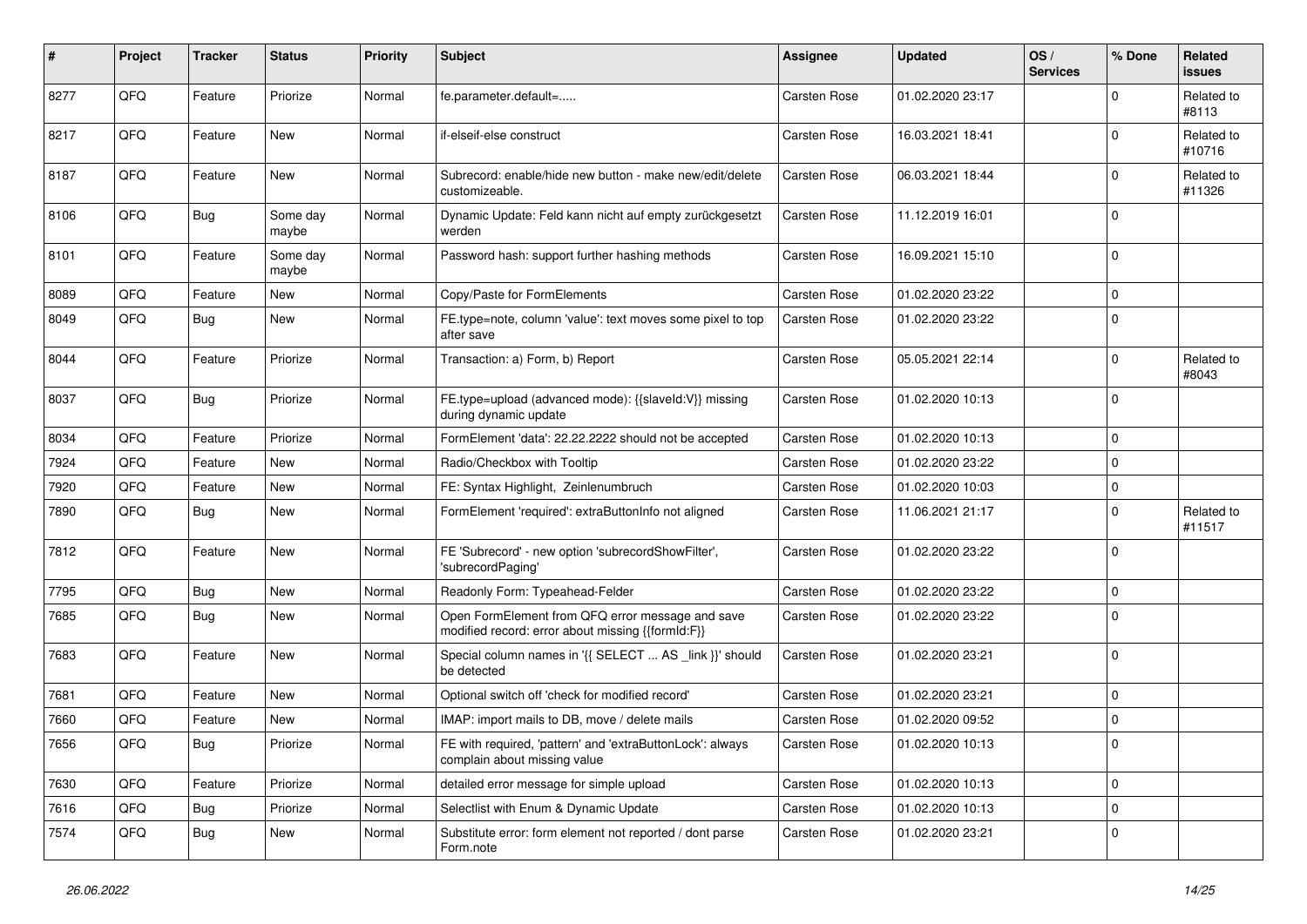| # | Project | Tracker | Status | Priority | Subject | Assignee | Updated | OS / Services | % Done | Related issues |
|---|---|---|---|---|---|---|---|---|---|---|
| 8277 | QFQ | Feature | Priorize | Normal | fe.parameter.default=..... | Carsten Rose | 01.02.2020 23:17 | | 0 | Related to #8113 |
| 8217 | QFQ | Feature | New | Normal | if-elseif-else construct | Carsten Rose | 16.03.2021 18:41 | | 0 | Related to #10716 |
| 8187 | QFQ | Feature | New | Normal | Subrecord: enable/hide new button - make new/edit/delete customizeable. | Carsten Rose | 06.03.2021 18:44 | | 0 | Related to #11326 |
| 8106 | QFQ | Bug | Some day maybe | Normal | Dynamic Update: Feld kann nicht auf empty zurückgesetzt werden | Carsten Rose | 11.12.2019 16:01 | | 0 | |
| 8101 | QFQ | Feature | Some day maybe | Normal | Password hash: support further hashing methods | Carsten Rose | 16.09.2021 15:10 | | 0 | |
| 8089 | QFQ | Feature | New | Normal | Copy/Paste for FormElements | Carsten Rose | 01.02.2020 23:22 | | 0 | |
| 8049 | QFQ | Bug | New | Normal | FE.type=note, column 'value': text moves some pixel to top after save | Carsten Rose | 01.02.2020 23:22 | | 0 | |
| 8044 | QFQ | Feature | Priorize | Normal | Transaction: a) Form, b) Report | Carsten Rose | 05.05.2021 22:14 | | 0 | Related to #8043 |
| 8037 | QFQ | Bug | Priorize | Normal | FE.type=upload (advanced mode): {{slaveId:V}} missing during dynamic update | Carsten Rose | 01.02.2020 10:13 | | 0 | |
| 8034 | QFQ | Feature | Priorize | Normal | FormElement 'data': 22.22.2222 should not be accepted | Carsten Rose | 01.02.2020 10:13 | | 0 | |
| 7924 | QFQ | Feature | New | Normal | Radio/Checkbox with Tooltip | Carsten Rose | 01.02.2020 23:22 | | 0 | |
| 7920 | QFQ | Feature | New | Normal | FE: Syntax Highlight, Zeinlenumbruch | Carsten Rose | 01.02.2020 10:03 | | 0 | |
| 7890 | QFQ | Bug | New | Normal | FormElement 'required': extraButtonInfo not aligned | Carsten Rose | 11.06.2021 21:17 | | 0 | Related to #11517 |
| 7812 | QFQ | Feature | New | Normal | FE 'Subrecord' - new option 'subrecordShowFilter', 'subrecordPaging' | Carsten Rose | 01.02.2020 23:22 | | 0 | |
| 7795 | QFQ | Bug | New | Normal | Readonly Form: Typeahead-Felder | Carsten Rose | 01.02.2020 23:22 | | 0 | |
| 7685 | QFQ | Bug | New | Normal | Open FormElement from QFQ error message and save modified record: error about missing {{formId:F}} | Carsten Rose | 01.02.2020 23:22 | | 0 | |
| 7683 | QFQ | Feature | New | Normal | Special column names in '{{ SELECT ... AS _link }}' should be detected | Carsten Rose | 01.02.2020 23:21 | | 0 | |
| 7681 | QFQ | Feature | New | Normal | Optional switch off 'check for modified record' | Carsten Rose | 01.02.2020 23:21 | | 0 | |
| 7660 | QFQ | Feature | New | Normal | IMAP: import mails to DB, move / delete mails | Carsten Rose | 01.02.2020 09:52 | | 0 | |
| 7656 | QFQ | Bug | Priorize | Normal | FE with required, 'pattern' and 'extraButtonLock': always complain about missing value | Carsten Rose | 01.02.2020 10:13 | | 0 | |
| 7630 | QFQ | Feature | Priorize | Normal | detailed error message for simple upload | Carsten Rose | 01.02.2020 10:13 | | 0 | |
| 7616 | QFQ | Bug | Priorize | Normal | Selectlist with Enum & Dynamic Update | Carsten Rose | 01.02.2020 10:13 | | 0 | |
| 7574 | QFQ | Bug | New | Normal | Substitute error: form element not reported / dont parse Form.note | Carsten Rose | 01.02.2020 23:21 | | 0 | |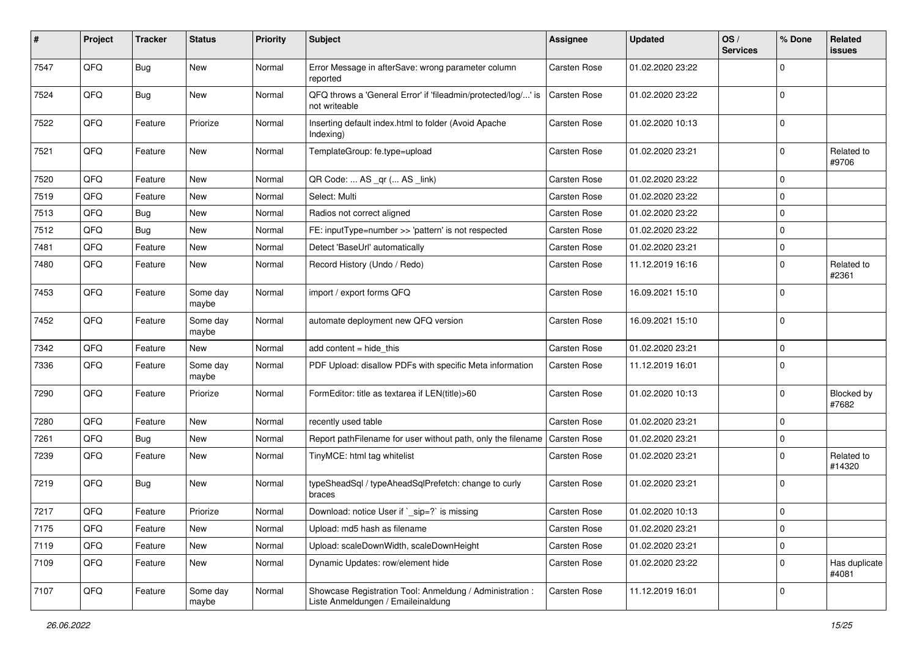| # | Project | Tracker | Status | Priority | Subject | Assignee | Updated | OS / Services | % Done | Related issues |
|---|---|---|---|---|---|---|---|---|---|---|
| 7547 | QFQ | Bug | New | Normal | Error Message in afterSave: wrong parameter column reported | Carsten Rose | 01.02.2020 23:22 | | 0 | |
| 7524 | QFQ | Bug | New | Normal | QFQ throws a 'General Error' if 'fileadmin/protected/log/...' is not writeable | Carsten Rose | 01.02.2020 23:22 | | 0 | |
| 7522 | QFQ | Feature | Priorize | Normal | Inserting default index.html to folder (Avoid Apache Indexing) | Carsten Rose | 01.02.2020 10:13 | | 0 | |
| 7521 | QFQ | Feature | New | Normal | TemplateGroup: fe.type=upload | Carsten Rose | 01.02.2020 23:21 | | 0 | Related to #9706 |
| 7520 | QFQ | Feature | New | Normal | QR Code: ... AS _qr ( ... AS _link) | Carsten Rose | 01.02.2020 23:22 | | 0 | |
| 7519 | QFQ | Feature | New | Normal | Select: Multi | Carsten Rose | 01.02.2020 23:22 | | 0 | |
| 7513 | QFQ | Bug | New | Normal | Radios not correct aligned | Carsten Rose | 01.02.2020 23:22 | | 0 | |
| 7512 | QFQ | Bug | New | Normal | FE: inputType=number >> 'pattern' is not respected | Carsten Rose | 01.02.2020 23:22 | | 0 | |
| 7481 | QFQ | Feature | New | Normal | Detect 'BaseUrl' automatically | Carsten Rose | 01.02.2020 23:21 | | 0 | |
| 7480 | QFQ | Feature | New | Normal | Record History (Undo / Redo) | Carsten Rose | 11.12.2019 16:16 | | 0 | Related to #2361 |
| 7453 | QFQ | Feature | Some day maybe | Normal | import / export forms QFQ | Carsten Rose | 16.09.2021 15:10 | | 0 | |
| 7452 | QFQ | Feature | Some day maybe | Normal | automate deployment new QFQ version | Carsten Rose | 16.09.2021 15:10 | | 0 | |
| 7342 | QFQ | Feature | New | Normal | add content = hide_this | Carsten Rose | 01.02.2020 23:21 | | 0 | |
| 7336 | QFQ | Feature | Some day maybe | Normal | PDF Upload: disallow PDFs with specific Meta information | Carsten Rose | 11.12.2019 16:01 | | 0 | |
| 7290 | QFQ | Feature | Priorize | Normal | FormEditor: title as textarea if LEN(title)>60 | Carsten Rose | 01.02.2020 10:13 | | 0 | Blocked by #7682 |
| 7280 | QFQ | Feature | New | Normal | recently used table | Carsten Rose | 01.02.2020 23:21 | | 0 | |
| 7261 | QFQ | Bug | New | Normal | Report pathFilename for user without path, only the filename | Carsten Rose | 01.02.2020 23:21 | | 0 | |
| 7239 | QFQ | Feature | New | Normal | TinyMCE: html tag whitelist | Carsten Rose | 01.02.2020 23:21 | | 0 | Related to #14320 |
| 7219 | QFQ | Bug | New | Normal | typeSheadSql / typeAheadSqlPrefetch: change to curly braces | Carsten Rose | 01.02.2020 23:21 | | 0 | |
| 7217 | QFQ | Feature | Priorize | Normal | Download: notice User if `_sip=?` is missing | Carsten Rose | 01.02.2020 10:13 | | 0 | |
| 7175 | QFQ | Feature | New | Normal | Upload: md5 hash as filename | Carsten Rose | 01.02.2020 23:21 | | 0 | |
| 7119 | QFQ | Feature | New | Normal | Upload: scaleDownWidth, scaleDownHeight | Carsten Rose | 01.02.2020 23:21 | | 0 | |
| 7109 | QFQ | Feature | New | Normal | Dynamic Updates: row/element hide | Carsten Rose | 01.02.2020 23:22 | | 0 | Has duplicate #4081 |
| 7107 | QFQ | Feature | Some day maybe | Normal | Showcase Registration Tool: Anmeldung / Administration : Liste Anmeldungen / Emaileinaldung | Carsten Rose | 11.12.2019 16:01 | | 0 | |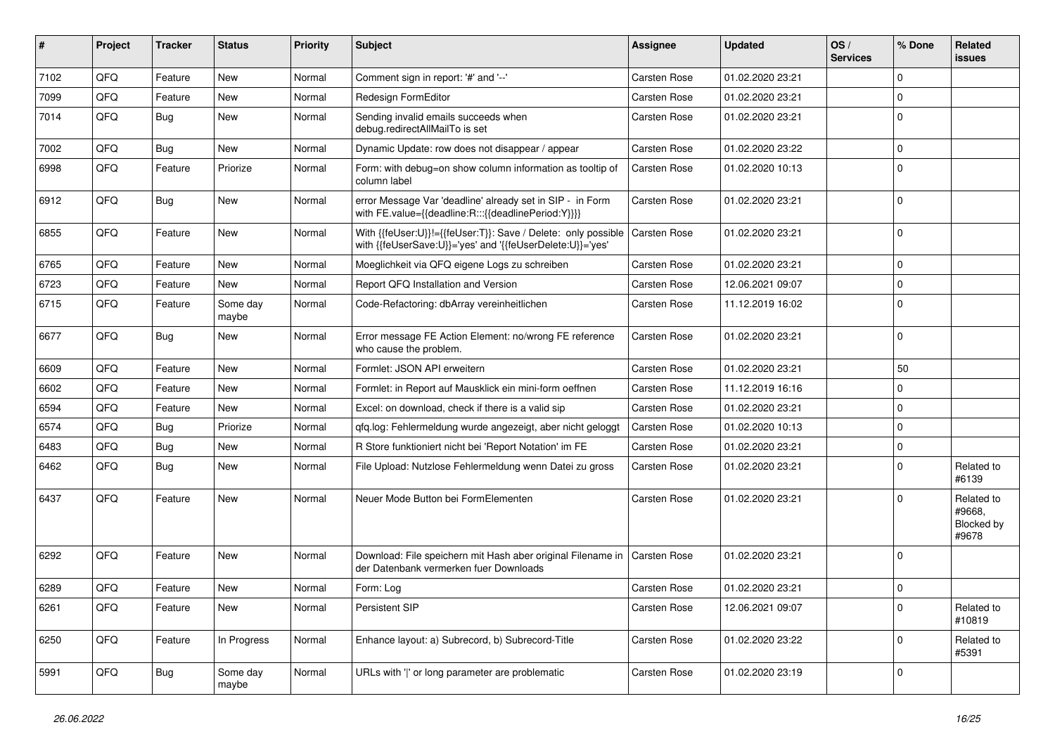| # | Project | Tracker | Status | Priority | Subject | Assignee | Updated | OS / Services | % Done | Related issues |
|---|---|---|---|---|---|---|---|---|---|---|
| 7102 | QFQ | Feature | New | Normal | Comment sign in report: '#' and '--' | Carsten Rose | 01.02.2020 23:21 | | 0 | |
| 7099 | QFQ | Feature | New | Normal | Redesign FormEditor | Carsten Rose | 01.02.2020 23:21 | | 0 | |
| 7014 | QFQ | Bug | New | Normal | Sending invalid emails succeeds when debug.redirectAllMailTo is set | Carsten Rose | 01.02.2020 23:21 | | 0 | |
| 7002 | QFQ | Bug | New | Normal | Dynamic Update: row does not disappear / appear | Carsten Rose | 01.02.2020 23:22 | | 0 | |
| 6998 | QFQ | Feature | Priorize | Normal | Form: with debug=on show column information as tooltip of column label | Carsten Rose | 01.02.2020 10:13 | | 0 | |
| 6912 | QFQ | Bug | New | Normal | error Message Var 'deadline' already set in SIP - in Form with FE.value={{deadline:R:::{{deadlinePeriod:Y}}}} | Carsten Rose | 01.02.2020 23:21 | | 0 | |
| 6855 | QFQ | Feature | New | Normal | With {{feUser:U}}!={{feUser:T}}: Save / Delete: only possible with {{feUserSave:U}}='yes' and '{{feUserDelete:U}}='yes' | Carsten Rose | 01.02.2020 23:21 | | 0 | |
| 6765 | QFQ | Feature | New | Normal | Moeglichkeit via QFQ eigene Logs zu schreiben | Carsten Rose | 01.02.2020 23:21 | | 0 | |
| 6723 | QFQ | Feature | New | Normal | Report QFQ Installation and Version | Carsten Rose | 12.06.2021 09:07 | | 0 | |
| 6715 | QFQ | Feature | Some day maybe | Normal | Code-Refactoring: dbArray vereinheitlichen | Carsten Rose | 11.12.2019 16:02 | | 0 | |
| 6677 | QFQ | Bug | New | Normal | Error message FE Action Element: no/wrong FE reference who cause the problem. | Carsten Rose | 01.02.2020 23:21 | | 0 | |
| 6609 | QFQ | Feature | New | Normal | Formlet: JSON API erweitern | Carsten Rose | 01.02.2020 23:21 | | 50 | |
| 6602 | QFQ | Feature | New | Normal | Formlet: in Report auf Mausklick ein mini-form oeffnen | Carsten Rose | 11.12.2019 16:16 | | 0 | |
| 6594 | QFQ | Feature | New | Normal | Excel: on download, check if there is a valid sip | Carsten Rose | 01.02.2020 23:21 | | 0 | |
| 6574 | QFQ | Bug | Priorize | Normal | qfq.log: Fehlermeldung wurde angezeigt, aber nicht geloggt | Carsten Rose | 01.02.2020 10:13 | | 0 | |
| 6483 | QFQ | Bug | New | Normal | R Store funktioniert nicht bei 'Report Notation' im FE | Carsten Rose | 01.02.2020 23:21 | | 0 | |
| 6462 | QFQ | Bug | New | Normal | File Upload: Nutzlose Fehlermeldung wenn Datei zu gross | Carsten Rose | 01.02.2020 23:21 | | 0 | Related to #6139 |
| 6437 | QFQ | Feature | New | Normal | Neuer Mode Button bei FormElementen | Carsten Rose | 01.02.2020 23:21 | | 0 | Related to #9668, Blocked by #9678 |
| 6292 | QFQ | Feature | New | Normal | Download: File speichern mit Hash aber original Filename in der Datenbank vermerken fuer Downloads | Carsten Rose | 01.02.2020 23:21 | | 0 | |
| 6289 | QFQ | Feature | New | Normal | Form: Log | Carsten Rose | 01.02.2020 23:21 | | 0 | |
| 6261 | QFQ | Feature | New | Normal | Persistent SIP | Carsten Rose | 12.06.2021 09:07 | | 0 | Related to #10819 |
| 6250 | QFQ | Feature | In Progress | Normal | Enhance layout: a) Subrecord, b) Subrecord-Title | Carsten Rose | 01.02.2020 23:22 | | 0 | Related to #5391 |
| 5991 | QFQ | Bug | Some day maybe | Normal | URLs with '\|' or long parameter are problematic | Carsten Rose | 01.02.2020 23:19 | | 0 | |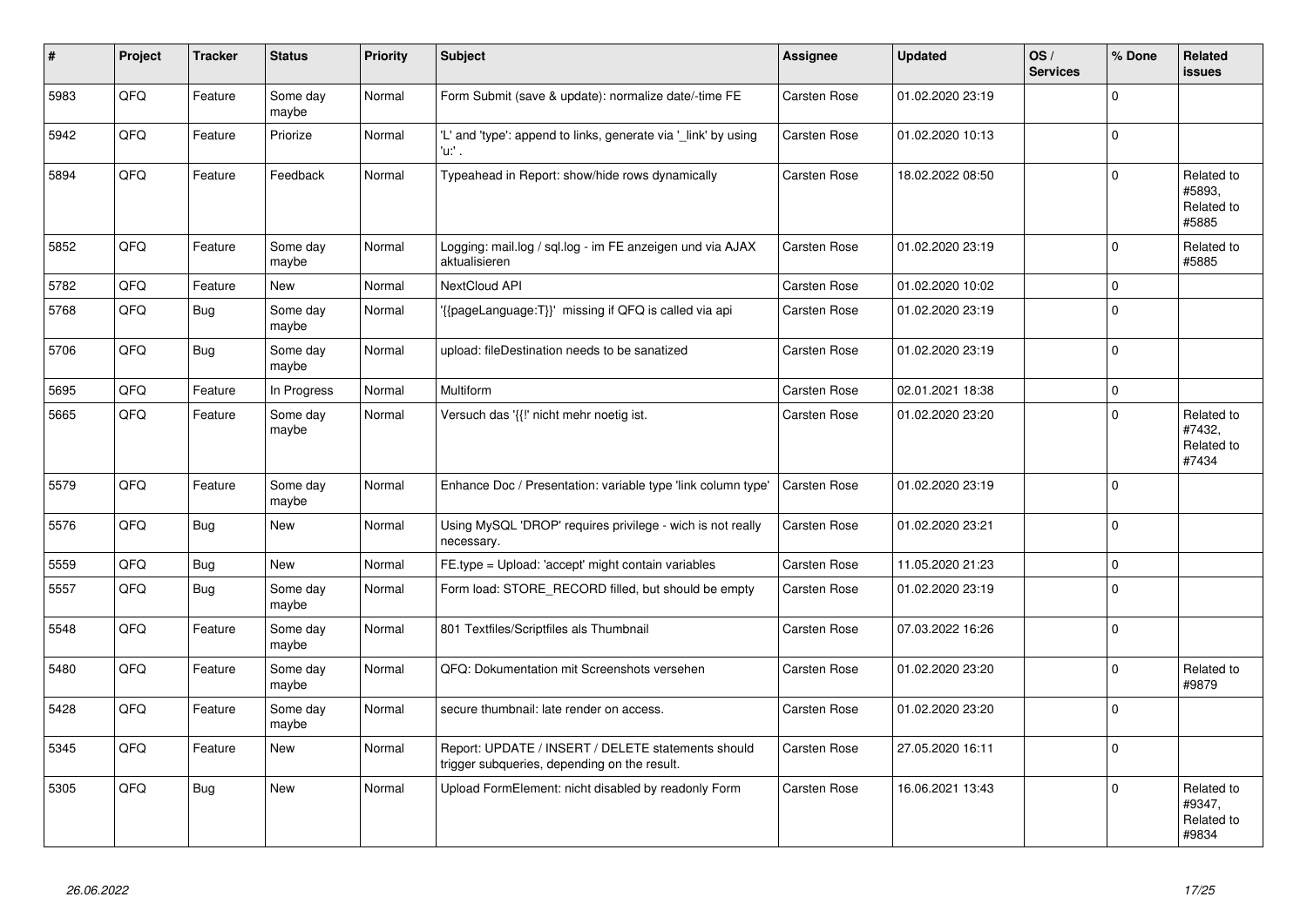| # | Project | Tracker | Status | Priority | Subject | Assignee | Updated | OS / Services | % Done | Related issues |
|---|---|---|---|---|---|---|---|---|---|---|
| 5983 | QFQ | Feature | Some day maybe | Normal | Form Submit (save & update): normalize date/-time FE | Carsten Rose | 01.02.2020 23:19 | | 0 | |
| 5942 | QFQ | Feature | Priorize | Normal | 'L' and 'type': append to links, generate via '_link' by using 'u:' . | Carsten Rose | 01.02.2020 10:13 | | 0 | |
| 5894 | QFQ | Feature | Feedback | Normal | Typeahead in Report: show/hide rows dynamically | Carsten Rose | 18.02.2022 08:50 | | 0 | Related to #5893, Related to #5885 |
| 5852 | QFQ | Feature | Some day maybe | Normal | Logging: mail.log / sql.log - im FE anzeigen und via AJAX aktualisieren | Carsten Rose | 01.02.2020 23:19 | | 0 | Related to #5885 |
| 5782 | QFQ | Feature | New | Normal | NextCloud API | Carsten Rose | 01.02.2020 10:02 | | 0 | |
| 5768 | QFQ | Bug | Some day maybe | Normal | '{{pageLanguage:T}}' missing if QFQ is called via api | Carsten Rose | 01.02.2020 23:19 | | 0 | |
| 5706 | QFQ | Bug | Some day maybe | Normal | upload: fileDestination needs to be sanatized | Carsten Rose | 01.02.2020 23:19 | | 0 | |
| 5695 | QFQ | Feature | In Progress | Normal | Multiform | Carsten Rose | 02.01.2021 18:38 | | 0 | |
| 5665 | QFQ | Feature | Some day maybe | Normal | Versuch das '{{!' nicht mehr noetig ist. | Carsten Rose | 01.02.2020 23:20 | | 0 | Related to #7432, Related to #7434 |
| 5579 | QFQ | Feature | Some day maybe | Normal | Enhance Doc / Presentation: variable type 'link column type' | Carsten Rose | 01.02.2020 23:19 | | 0 | |
| 5576 | QFQ | Bug | New | Normal | Using MySQL 'DROP' requires privilege - wich is not really necessary. | Carsten Rose | 01.02.2020 23:21 | | 0 | |
| 5559 | QFQ | Bug | New | Normal | FE.type = Upload: 'accept' might contain variables | Carsten Rose | 11.05.2020 21:23 | | 0 | |
| 5557 | QFQ | Bug | Some day maybe | Normal | Form load: STORE_RECORD filled, but should be empty | Carsten Rose | 01.02.2020 23:19 | | 0 | |
| 5548 | QFQ | Feature | Some day maybe | Normal | 801 Textfiles/Scriptfiles als Thumbnail | Carsten Rose | 07.03.2022 16:26 | | 0 | |
| 5480 | QFQ | Feature | Some day maybe | Normal | QFQ: Dokumentation mit Screenshots versehen | Carsten Rose | 01.02.2020 23:20 | | 0 | Related to #9879 |
| 5428 | QFQ | Feature | Some day maybe | Normal | secure thumbnail: late render on access. | Carsten Rose | 01.02.2020 23:20 | | 0 | |
| 5345 | QFQ | Feature | New | Normal | Report: UPDATE / INSERT / DELETE statements should trigger subqueries, depending on the result. | Carsten Rose | 27.05.2020 16:11 | | 0 | |
| 5305 | QFQ | Bug | New | Normal | Upload FormElement: nicht disabled by readonly Form | Carsten Rose | 16.06.2021 13:43 | | 0 | Related to #9347, Related to #9834 |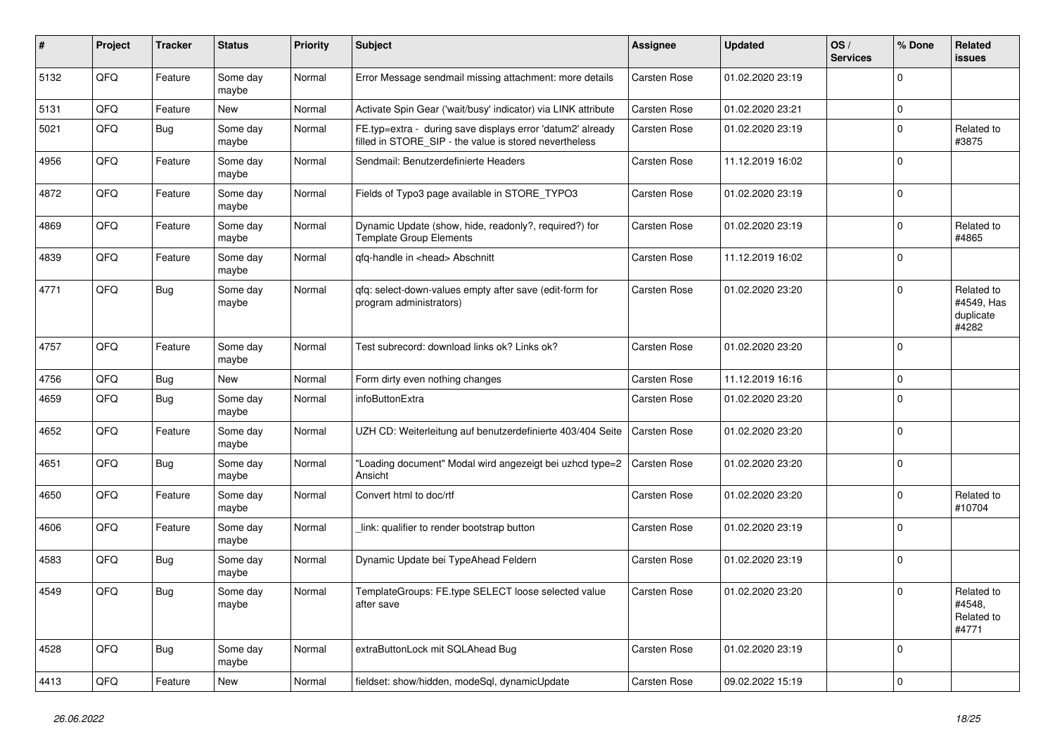| # | Project | Tracker | Status | Priority | Subject | Assignee | Updated | OS / Services | % Done | Related issues |
|---|---|---|---|---|---|---|---|---|---|---|
| 5132 | QFQ | Feature | Some day maybe | Normal | Error Message sendmail missing attachment: more details | Carsten Rose | 01.02.2020 23:19 | | 0 | |
| 5131 | QFQ | Feature | New | Normal | Activate Spin Gear ('wait/busy' indicator) via LINK attribute | Carsten Rose | 01.02.2020 23:21 | | 0 | |
| 5021 | QFQ | Bug | Some day maybe | Normal | FE.typ=extra - during save displays error 'datum2' already filled in STORE_SIP - the value is stored nevertheless | Carsten Rose | 01.02.2020 23:19 | | 0 | Related to #3875 |
| 4956 | QFQ | Feature | Some day maybe | Normal | Sendmail: Benutzerdefinierte Headers | Carsten Rose | 11.12.2019 16:02 | | 0 | |
| 4872 | QFQ | Feature | Some day maybe | Normal | Fields of Typo3 page available in STORE_TYPO3 | Carsten Rose | 01.02.2020 23:19 | | 0 | |
| 4869 | QFQ | Feature | Some day maybe | Normal | Dynamic Update (show, hide, readonly?, required?) for Template Group Elements | Carsten Rose | 01.02.2020 23:19 | | 0 | Related to #4865 |
| 4839 | QFQ | Feature | Some day maybe | Normal | qfq-handle in <head> Abschnitt | Carsten Rose | 11.12.2019 16:02 | | 0 | |
| 4771 | QFQ | Bug | Some day maybe | Normal | qfq: select-down-values empty after save (edit-form for program administrators) | Carsten Rose | 01.02.2020 23:20 | | 0 | Related to #4549, Has duplicate #4282 |
| 4757 | QFQ | Feature | Some day maybe | Normal | Test subrecord: download links ok? Links ok? | Carsten Rose | 01.02.2020 23:20 | | 0 | |
| 4756 | QFQ | Bug | New | Normal | Form dirty even nothing changes | Carsten Rose | 11.12.2019 16:16 | | 0 | |
| 4659 | QFQ | Bug | Some day maybe | Normal | infoButtonExtra | Carsten Rose | 01.02.2020 23:20 | | 0 | |
| 4652 | QFQ | Feature | Some day maybe | Normal | UZH CD: Weiterleitung auf benutzerdefinierte 403/404 Seite | Carsten Rose | 01.02.2020 23:20 | | 0 | |
| 4651 | QFQ | Bug | Some day maybe | Normal | "Loading document" Modal wird angezeigt bei uzhcd type=2 Ansicht | Carsten Rose | 01.02.2020 23:20 | | 0 | |
| 4650 | QFQ | Feature | Some day maybe | Normal | Convert html to doc/rtf | Carsten Rose | 01.02.2020 23:20 | | 0 | Related to #10704 |
| 4606 | QFQ | Feature | Some day maybe | Normal | _link: qualifier to render bootstrap button | Carsten Rose | 01.02.2020 23:19 | | 0 | |
| 4583 | QFQ | Bug | Some day maybe | Normal | Dynamic Update bei TypeAhead Feldern | Carsten Rose | 01.02.2020 23:19 | | 0 | |
| 4549 | QFQ | Bug | Some day maybe | Normal | TemplateGroups: FE.type SELECT loose selected value after save | Carsten Rose | 01.02.2020 23:20 | | 0 | Related to #4548, Related to #4771 |
| 4528 | QFQ | Bug | Some day maybe | Normal | extraButtonLock mit SQLAhead Bug | Carsten Rose | 01.02.2020 23:19 | | 0 | |
| 4413 | QFQ | Feature | New | Normal | fieldset: show/hidden, modeSql, dynamicUpdate | Carsten Rose | 09.02.2022 15:19 | | 0 | |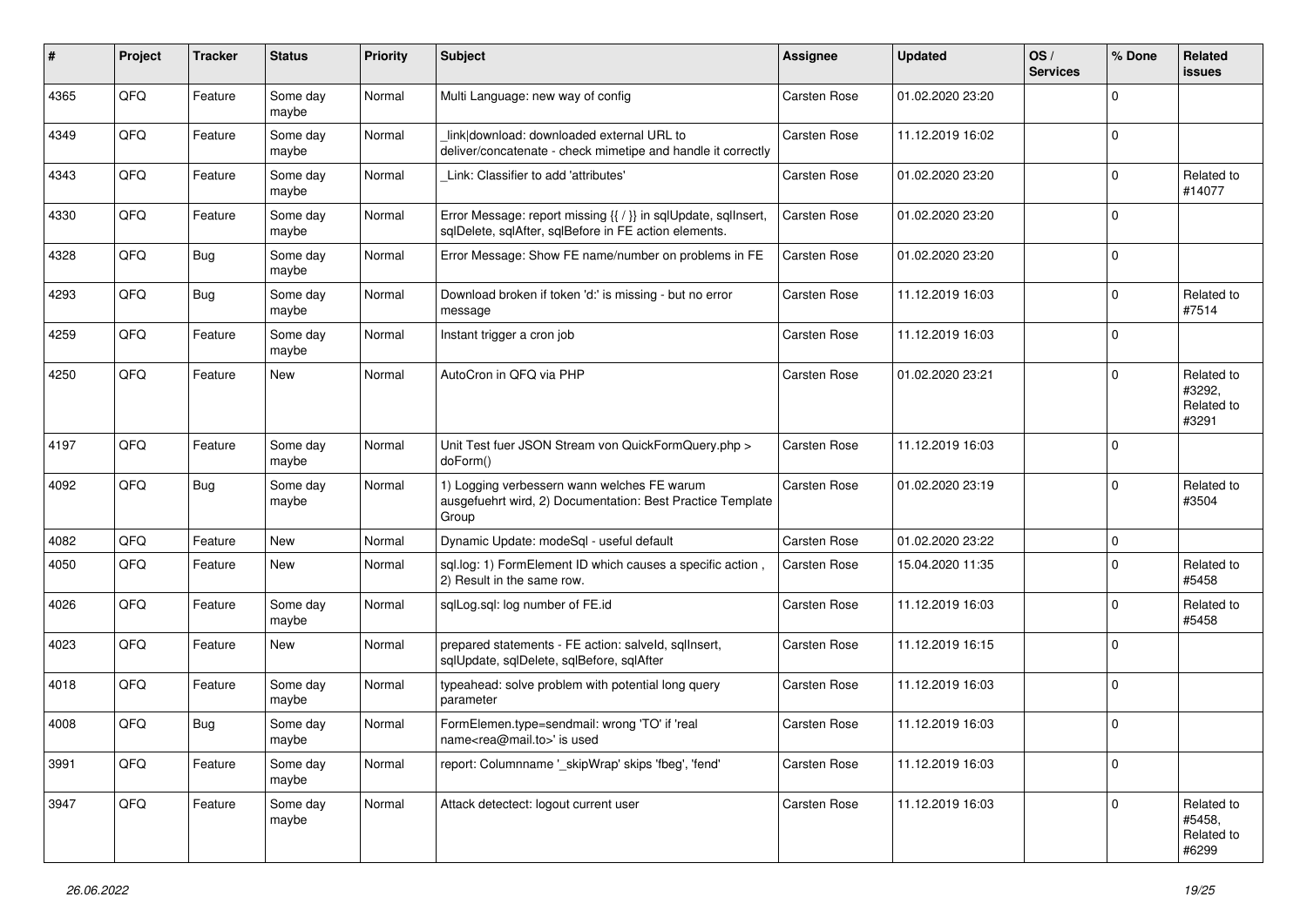| # | Project | Tracker | Status | Priority | Subject | Assignee | Updated | OS / Services | % Done | Related issues |
|---|---|---|---|---|---|---|---|---|---|---|
| 4365 | QFO | Feature | Some day maybe | Normal | Multi Language: new way of config | Carsten Rose | 01.02.2020 23:20 | | 0 | |
| 4349 | QFQ | Feature | Some day maybe | Normal | link\|download: downloaded external URL to deliver/concatenate - check mimetipe and handle it correctly | Carsten Rose | 11.12.2019 16:02 | | 0 | |
| 4343 | QFQ | Feature | Some day maybe | Normal | _Link: Classifier to add 'attributes' | Carsten Rose | 01.02.2020 23:20 | | 0 | Related to #14077 |
| 4330 | QFQ | Feature | Some day maybe | Normal | Error Message: report missing {{ / }} in sqlUpdate, sqlInsert, sqlDelete, sqlAfter, sqlBefore in FE action elements. | Carsten Rose | 01.02.2020 23:20 | | 0 | |
| 4328 | QFQ | Bug | Some day maybe | Normal | Error Message: Show FE name/number on problems in FE | Carsten Rose | 01.02.2020 23:20 | | 0 | |
| 4293 | QFQ | Bug | Some day maybe | Normal | Download broken if token 'd:' is missing - but no error message | Carsten Rose | 11.12.2019 16:03 | | 0 | Related to #7514 |
| 4259 | QFQ | Feature | Some day maybe | Normal | Instant trigger a cron job | Carsten Rose | 11.12.2019 16:03 | | 0 | |
| 4250 | QFQ | Feature | New | Normal | AutoCron in QFQ via PHP | Carsten Rose | 01.02.2020 23:21 | | 0 | Related to #3292, Related to #3291 |
| 4197 | QFQ | Feature | Some day maybe | Normal | Unit Test fuer JSON Stream von QuickFormQuery.php > doForm() | Carsten Rose | 11.12.2019 16:03 | | 0 | |
| 4092 | QFQ | Bug | Some day maybe | Normal | 1) Logging verbessern wann welches FE warum ausgefuehrt wird, 2) Documentation: Best Practice Template Group | Carsten Rose | 01.02.2020 23:19 | | 0 | Related to #3504 |
| 4082 | QFQ | Feature | New | Normal | Dynamic Update: modeSql - useful default | Carsten Rose | 01.02.2020 23:22 | | 0 | |
| 4050 | QFQ | Feature | New | Normal | sql.log: 1) FormElement ID which causes a specific action , 2) Result in the same row. | Carsten Rose | 15.04.2020 11:35 | | 0 | Related to #5458 |
| 4026 | QFQ | Feature | Some day maybe | Normal | sqlLog.sql: log number of FE.id | Carsten Rose | 11.12.2019 16:03 | | 0 | Related to #5458 |
| 4023 | QFQ | Feature | New | Normal | prepared statements - FE action: salveld, sqlInsert, sqlUpdate, sqlDelete, sqlBefore, sqlAfter | Carsten Rose | 11.12.2019 16:15 | | 0 | |
| 4018 | QFQ | Feature | Some day maybe | Normal | typeahead: solve problem with potential long query parameter | Carsten Rose | 11.12.2019 16:03 | | 0 | |
| 4008 | QFQ | Bug | Some day maybe | Normal | FormElemen.type=sendmail: wrong 'TO' if 'real name<rea@mail.to>' is used | Carsten Rose | 11.12.2019 16:03 | | 0 | |
| 3991 | QFQ | Feature | Some day maybe | Normal | report: Columnname '_skipWrap' skips 'fbeg', 'fend' | Carsten Rose | 11.12.2019 16:03 | | 0 | |
| 3947 | QFQ | Feature | Some day maybe | Normal | Attack detectect: logout current user | Carsten Rose | 11.12.2019 16:03 | | 0 | Related to #5458, Related to #6299 |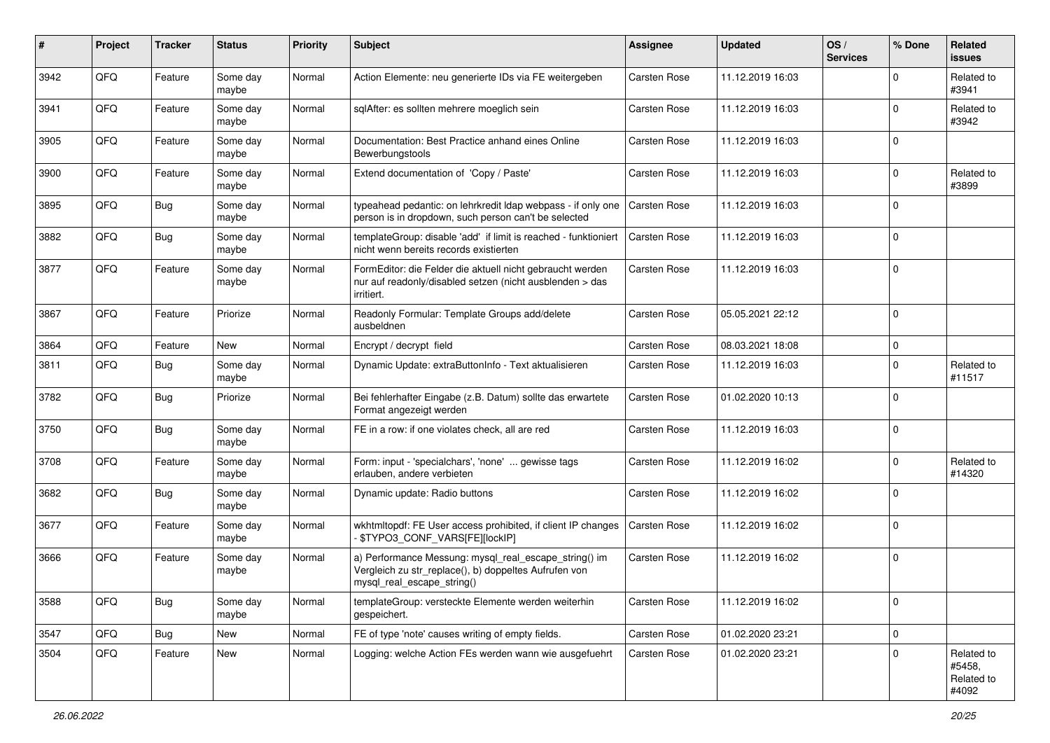| # | Project | Tracker | Status | Priority | Subject | Assignee | Updated | OS / Services | % Done | Related issues |
|---|---|---|---|---|---|---|---|---|---|---|
| 3942 | QFQ | Feature | Some day maybe | Normal | Action Elemente: neu generierte IDs via FE weitergeben | Carsten Rose | 11.12.2019 16:03 | | 0 | Related to #3941 |
| 3941 | QFQ | Feature | Some day maybe | Normal | sqlAfter: es sollten mehrere moeglich sein | Carsten Rose | 11.12.2019 16:03 | | 0 | Related to #3942 |
| 3905 | QFQ | Feature | Some day maybe | Normal | Documentation: Best Practice anhand eines Online Bewerbungstools | Carsten Rose | 11.12.2019 16:03 | | 0 | |
| 3900 | QFQ | Feature | Some day maybe | Normal | Extend documentation of 'Copy / Paste' | Carsten Rose | 11.12.2019 16:03 | | 0 | Related to #3899 |
| 3895 | QFQ | Bug | Some day maybe | Normal | typeahead pedantic: on lehrkredit ldap webpass - if only one person is in dropdown, such person can't be selected | Carsten Rose | 11.12.2019 16:03 | | 0 | |
| 3882 | QFQ | Bug | Some day maybe | Normal | templateGroup: disable 'add' if limit is reached - funktioniert nicht wenn bereits records existierten | Carsten Rose | 11.12.2019 16:03 | | 0 | |
| 3877 | QFQ | Feature | Some day maybe | Normal | FormEditor: die Felder die aktuell nicht gebraucht werden nur auf readonly/disabled setzen (nicht ausblenden > das irritiert. | Carsten Rose | 11.12.2019 16:03 | | 0 | |
| 3867 | QFQ | Feature | Priorize | Normal | Readonly Formular: Template Groups add/delete ausbeldnen | Carsten Rose | 05.05.2021 22:12 | | 0 | |
| 3864 | QFQ | Feature | New | Normal | Encrypt / decrypt field | Carsten Rose | 08.03.2021 18:08 | | 0 | |
| 3811 | QFQ | Bug | Some day maybe | Normal | Dynamic Update: extraButtonInfo - Text aktualisieren | Carsten Rose | 11.12.2019 16:03 | | 0 | Related to #11517 |
| 3782 | QFQ | Bug | Priorize | Normal | Bei fehlerhafter Eingabe (z.B. Datum) sollte das erwartete Format angezeigt werden | Carsten Rose | 01.02.2020 10:13 | | 0 | |
| 3750 | QFQ | Bug | Some day maybe | Normal | FE in a row: if one violates check, all are red | Carsten Rose | 11.12.2019 16:03 | | 0 | |
| 3708 | QFQ | Feature | Some day maybe | Normal | Form: input - 'specialchars', 'none' ... gewisse tags erlauben, andere verbieten | Carsten Rose | 11.12.2019 16:02 | | 0 | Related to #14320 |
| 3682 | QFQ | Bug | Some day maybe | Normal | Dynamic update: Radio buttons | Carsten Rose | 11.12.2019 16:02 | | 0 | |
| 3677 | QFQ | Feature | Some day maybe | Normal | wkhtmltopdf: FE User access prohibited, if client IP changes - $TYPO3_CONF_VARS[FE][lockIP] | Carsten Rose | 11.12.2019 16:02 | | 0 | |
| 3666 | QFQ | Feature | Some day maybe | Normal | a) Performance Messung: mysql_real_escape_string() im Vergleich zu str_replace(), b) doppeltes Aufrufen von mysql_real_escape_string() | Carsten Rose | 11.12.2019 16:02 | | 0 | |
| 3588 | QFQ | Bug | Some day maybe | Normal | templateGroup: versteckte Elemente werden weiterhin gespeichert. | Carsten Rose | 11.12.2019 16:02 | | 0 | |
| 3547 | QFQ | Bug | New | Normal | FE of type 'note' causes writing of empty fields. | Carsten Rose | 01.02.2020 23:21 | | 0 | |
| 3504 | QFQ | Feature | New | Normal | Logging: welche Action FEs werden wann wie ausgefuehrt | Carsten Rose | 01.02.2020 23:21 | | 0 | Related to #5458, Related to #4092 |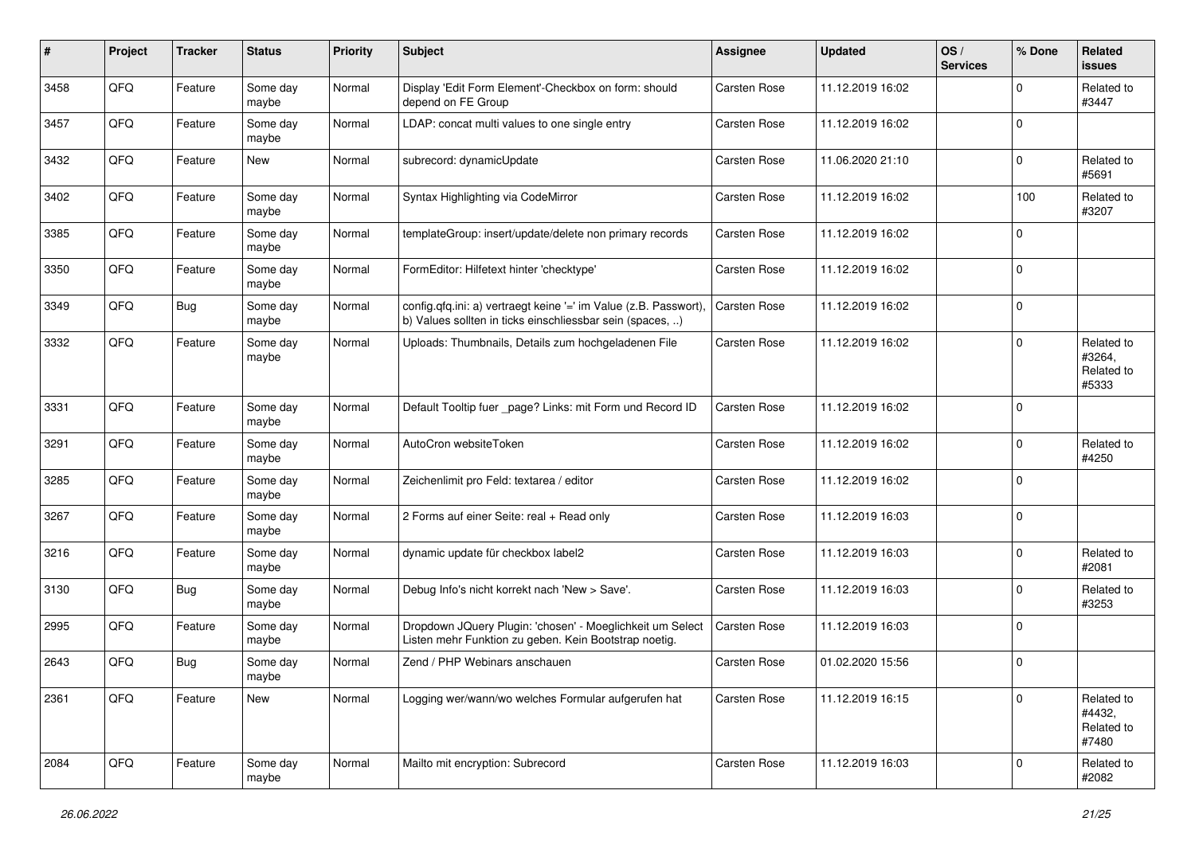| # | Project | Tracker | Status | Priority | Subject | Assignee | Updated | OS / Services | % Done | Related issues |
|---|---|---|---|---|---|---|---|---|---|---|
| 3458 | QFQ | Feature | Some day maybe | Normal | Display 'Edit Form Element'-Checkbox on form: should depend on FE Group | Carsten Rose | 11.12.2019 16:02 | | 0 | Related to #3447 |
| 3457 | QFQ | Feature | Some day maybe | Normal | LDAP: concat multi values to one single entry | Carsten Rose | 11.12.2019 16:02 | | 0 | |
| 3432 | QFQ | Feature | New | Normal | subrecord: dynamicUpdate | Carsten Rose | 11.06.2020 21:10 | | 0 | Related to #5691 |
| 3402 | QFQ | Feature | Some day maybe | Normal | Syntax Highlighting via CodeMirror | Carsten Rose | 11.12.2019 16:02 | | 100 | Related to #3207 |
| 3385 | QFQ | Feature | Some day maybe | Normal | templateGroup: insert/update/delete non primary records | Carsten Rose | 11.12.2019 16:02 | | 0 | |
| 3350 | QFQ | Feature | Some day maybe | Normal | FormEditor: Hilfetext hinter 'checktype' | Carsten Rose | 11.12.2019 16:02 | | 0 | |
| 3349 | QFQ | Bug | Some day maybe | Normal | config.qfq.ini: a) vertraegt keine '=' im Value (z.B. Passwort), b) Values sollten in ticks einschliessbar sein (spaces, ..) | Carsten Rose | 11.12.2019 16:02 | | 0 | |
| 3332 | QFQ | Feature | Some day maybe | Normal | Uploads: Thumbnails, Details zum hochgeladenen File | Carsten Rose | 11.12.2019 16:02 | | 0 | Related to #3264, Related to #5333 |
| 3331 | QFQ | Feature | Some day maybe | Normal | Default Tooltip fuer _page? Links: mit Form und Record ID | Carsten Rose | 11.12.2019 16:02 | | 0 | |
| 3291 | QFQ | Feature | Some day maybe | Normal | AutoCron websiteToken | Carsten Rose | 11.12.2019 16:02 | | 0 | Related to #4250 |
| 3285 | QFQ | Feature | Some day maybe | Normal | Zeichenlimit pro Feld: textarea / editor | Carsten Rose | 11.12.2019 16:02 | | 0 | |
| 3267 | QFQ | Feature | Some day maybe | Normal | 2 Forms auf einer Seite: real + Read only | Carsten Rose | 11.12.2019 16:03 | | 0 | |
| 3216 | QFQ | Feature | Some day maybe | Normal | dynamic update für checkbox label2 | Carsten Rose | 11.12.2019 16:03 | | 0 | Related to #2081 |
| 3130 | QFQ | Bug | Some day maybe | Normal | Debug Info's nicht korrekt nach 'New > Save'. | Carsten Rose | 11.12.2019 16:03 | | 0 | Related to #3253 |
| 2995 | QFQ | Feature | Some day maybe | Normal | Dropdown JQuery Plugin: 'chosen' - Moeglichkeit um Select Listen mehr Funktion zu geben. Kein Bootstrap noetig. | Carsten Rose | 11.12.2019 16:03 | | 0 | |
| 2643 | QFQ | Bug | Some day maybe | Normal | Zend / PHP Webinars anschauen | Carsten Rose | 01.02.2020 15:56 | | 0 | |
| 2361 | QFQ | Feature | New | Normal | Logging wer/wann/wo welches Formular aufgerufen hat | Carsten Rose | 11.12.2019 16:15 | | 0 | Related to #4432, Related to #7480 |
| 2084 | QFQ | Feature | Some day maybe | Normal | Mailto mit encryption: Subrecord | Carsten Rose | 11.12.2019 16:03 | | 0 | Related to #2082 |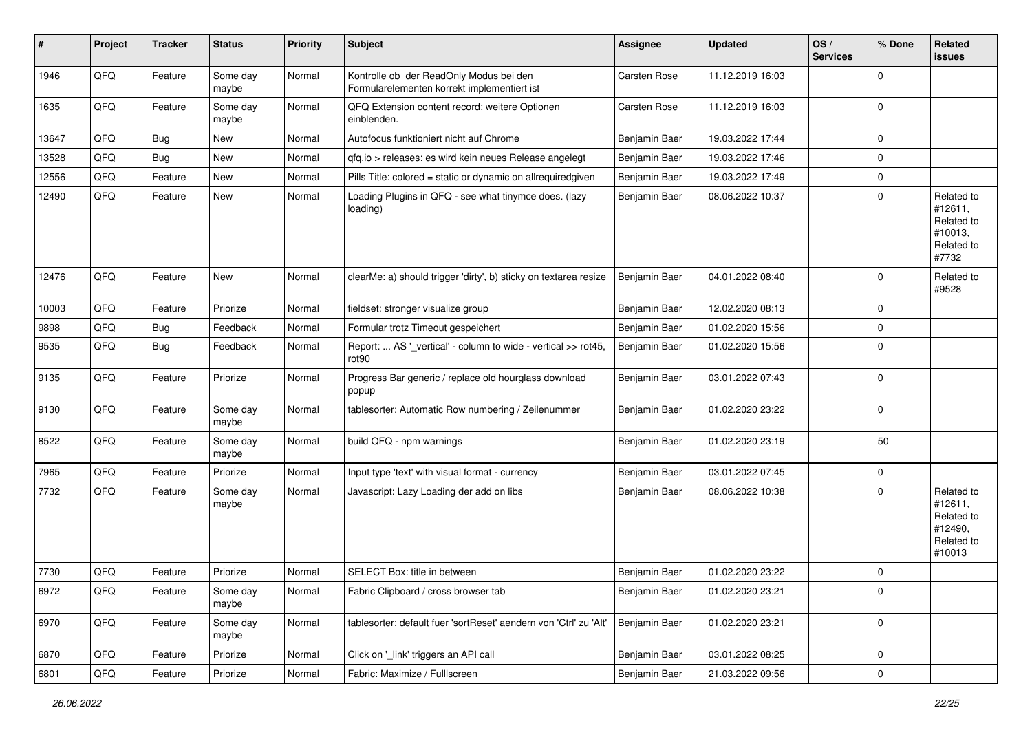| # | Project | Tracker | Status | Priority | Subject | Assignee | Updated | OS / Services | % Done | Related issues |
|---|---|---|---|---|---|---|---|---|---|---|
| 1946 | QFQ | Feature | Some day maybe | Normal | Kontrolle ob der ReadOnly Modus bei den Formularelementen korrekt implementiert ist | Carsten Rose | 11.12.2019 16:03 | | 0 | |
| 1635 | QFQ | Feature | Some day maybe | Normal | QFQ Extension content record: weitere Optionen einblenden. | Carsten Rose | 11.12.2019 16:03 | | 0 | |
| 13647 | QFQ | Bug | New | Normal | Autofocus funktioniert nicht auf Chrome | Benjamin Baer | 19.03.2022 17:44 | | 0 | |
| 13528 | QFQ | Bug | New | Normal | qfq.io > releases: es wird kein neues Release angelegt | Benjamin Baer | 19.03.2022 17:46 | | 0 | |
| 12556 | QFQ | Feature | New | Normal | Pills Title: colored = static or dynamic on allrequiredgiven | Benjamin Baer | 19.03.2022 17:49 | | 0 | |
| 12490 | QFQ | Feature | New | Normal | Loading Plugins in QFQ - see what tinymce does. (lazy loading) | Benjamin Baer | 08.06.2022 10:37 | | 0 | Related to #12611, Related to #10013, Related to #7732 |
| 12476 | QFQ | Feature | New | Normal | clearMe: a) should trigger 'dirty', b) sticky on textarea resize | Benjamin Baer | 04.01.2022 08:40 | | 0 | Related to #9528 |
| 10003 | QFQ | Feature | Priorize | Normal | fieldset: stronger visualize group | Benjamin Baer | 12.02.2020 08:13 | | 0 | |
| 9898 | QFQ | Bug | Feedback | Normal | Formular trotz Timeout gespeichert | Benjamin Baer | 01.02.2020 15:56 | | 0 | |
| 9535 | QFQ | Bug | Feedback | Normal | Report: ... AS '_vertical' - column to wide - vertical >> rot45, rot90 | Benjamin Baer | 01.02.2020 15:56 | | 0 | |
| 9135 | QFQ | Feature | Priorize | Normal | Progress Bar generic / replace old hourglass download popup | Benjamin Baer | 03.01.2022 07:43 | | 0 | |
| 9130 | QFQ | Feature | Some day maybe | Normal | tablesorter: Automatic Row numbering / Zeilenummer | Benjamin Baer | 01.02.2020 23:22 | | 0 | |
| 8522 | QFQ | Feature | Some day maybe | Normal | build QFQ - npm warnings | Benjamin Baer | 01.02.2020 23:19 | | 50 | |
| 7965 | QFQ | Feature | Priorize | Normal | Input type 'text' with visual format - currency | Benjamin Baer | 03.01.2022 07:45 | | 0 | |
| 7732 | QFQ | Feature | Some day maybe | Normal | Javascript: Lazy Loading der add on libs | Benjamin Baer | 08.06.2022 10:38 | | 0 | Related to #12611, Related to #12490, Related to #10013 |
| 7730 | QFQ | Feature | Priorize | Normal | SELECT Box: title in between | Benjamin Baer | 01.02.2020 23:22 | | 0 | |
| 6972 | QFQ | Feature | Some day maybe | Normal | Fabric Clipboard / cross browser tab | Benjamin Baer | 01.02.2020 23:21 | | 0 | |
| 6970 | QFQ | Feature | Some day maybe | Normal | tablesorter: default fuer 'sortReset' aendern von 'Ctrl' zu 'Alt' | Benjamin Baer | 01.02.2020 23:21 | | 0 | |
| 6870 | QFQ | Feature | Priorize | Normal | Click on '_link' triggers an API call | Benjamin Baer | 03.01.2022 08:25 | | 0 | |
| 6801 | QFQ | Feature | Priorize | Normal | Fabric: Maximize / Fulllscreen | Benjamin Baer | 21.03.2022 09:56 | | 0 | |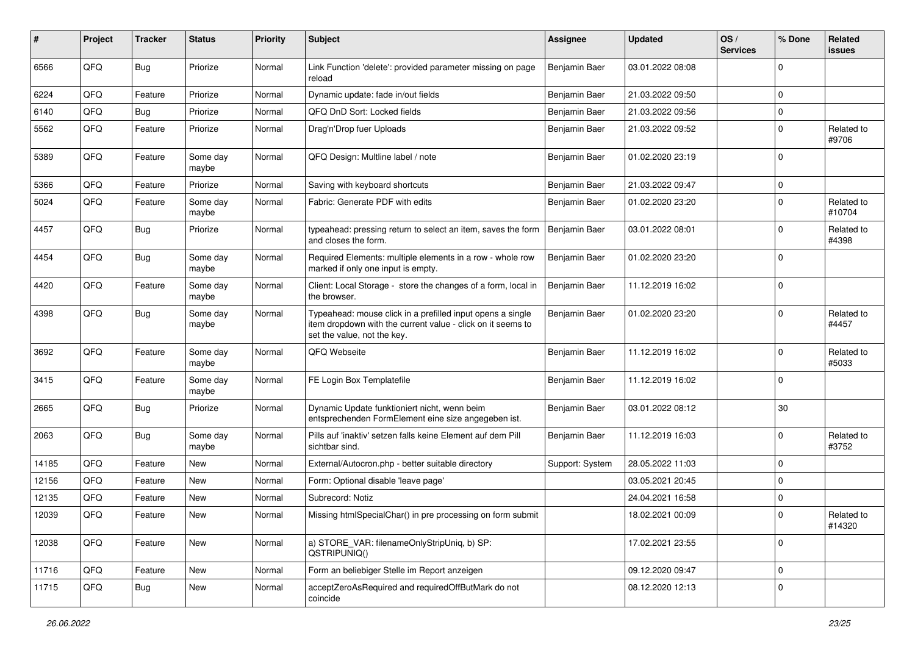| # | Project | Tracker | Status | Priority | Subject | Assignee | Updated | OS / Services | % Done | Related issues |
|---|---|---|---|---|---|---|---|---|---|---|
| 6566 | QFQ | Bug | Priorize | Normal | Link Function 'delete': provided parameter missing on page reload | Benjamin Baer | 03.01.2022 08:08 | | 0 | |
| 6224 | QFQ | Feature | Priorize | Normal | Dynamic update: fade in/out fields | Benjamin Baer | 21.03.2022 09:50 | | 0 | |
| 6140 | QFQ | Bug | Priorize | Normal | QFQ DnD Sort: Locked fields | Benjamin Baer | 21.03.2022 09:56 | | 0 | |
| 5562 | QFQ | Feature | Priorize | Normal | Drag'n'Drop fuer Uploads | Benjamin Baer | 21.03.2022 09:52 | | 0 | Related to #9706 |
| 5389 | QFQ | Feature | Some day maybe | Normal | QFQ Design: Multline label / note | Benjamin Baer | 01.02.2020 23:19 | | 0 | |
| 5366 | QFQ | Feature | Priorize | Normal | Saving with keyboard shortcuts | Benjamin Baer | 21.03.2022 09:47 | | 0 | |
| 5024 | QFQ | Feature | Some day maybe | Normal | Fabric: Generate PDF with edits | Benjamin Baer | 01.02.2020 23:20 | | 0 | Related to #10704 |
| 4457 | QFQ | Bug | Priorize | Normal | typeahead: pressing return to select an item, saves the form and closes the form. | Benjamin Baer | 03.01.2022 08:01 | | 0 | Related to #4398 |
| 4454 | QFQ | Bug | Some day maybe | Normal | Required Elements: multiple elements in a row - whole row marked if only one input is empty. | Benjamin Baer | 01.02.2020 23:20 | | 0 | |
| 4420 | QFQ | Feature | Some day maybe | Normal | Client: Local Storage - store the changes of a form, local in the browser. | Benjamin Baer | 11.12.2019 16:02 | | 0 | |
| 4398 | QFQ | Bug | Some day maybe | Normal | Typeahead: mouse click in a prefilled input opens a single item dropdown with the current value - click on it seems to set the value, not the key. | Benjamin Baer | 01.02.2020 23:20 | | 0 | Related to #4457 |
| 3692 | QFQ | Feature | Some day maybe | Normal | QFQ Webseite | Benjamin Baer | 11.12.2019 16:02 | | 0 | Related to #5033 |
| 3415 | QFQ | Feature | Some day maybe | Normal | FE Login Box Templatefile | Benjamin Baer | 11.12.2019 16:02 | | 0 | |
| 2665 | QFQ | Bug | Priorize | Normal | Dynamic Update funktioniert nicht, wenn beim entsprechenden FormElement eine size angegeben ist. | Benjamin Baer | 03.01.2022 08:12 | | 30 | |
| 2063 | QFQ | Bug | Some day maybe | Normal | Pills auf 'inaktiv' setzen falls keine Element auf dem Pill sichtbar sind. | Benjamin Baer | 11.12.2019 16:03 | | 0 | Related to #3752 |
| 14185 | QFQ | Feature | New | Normal | External/Autocron.php - better suitable directory | Support: System | 28.05.2022 11:03 | | 0 | |
| 12156 | QFQ | Feature | New | Normal | Form: Optional disable 'leave page' | | 03.05.2021 20:45 | | 0 | |
| 12135 | QFQ | Feature | New | Normal | Subrecord: Notiz | | 24.04.2021 16:58 | | 0 | |
| 12039 | QFQ | Feature | New | Normal | Missing htmlSpecialChar() in pre processing on form submit | | 18.02.2021 00:09 | | 0 | Related to #14320 |
| 12038 | QFQ | Feature | New | Normal | a) STORE_VAR: filenameOnlyStripUniq, b) SP: QSTRIPUNIQ() | | 17.02.2021 23:55 | | 0 | |
| 11716 | QFQ | Feature | New | Normal | Form an beliebiger Stelle im Report anzeigen | | 09.12.2020 09:47 | | 0 | |
| 11715 | QFQ | Bug | New | Normal | acceptZeroAsRequired and requiredOffButMark do not coincide | | 08.12.2020 12:13 | | 0 | |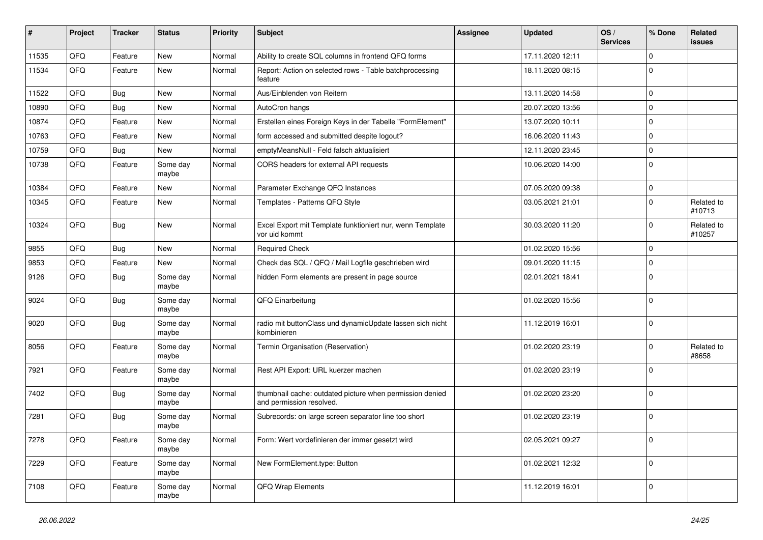| # | Project | Tracker | Status | Priority | Subject | Assignee | Updated | OS / Services | % Done | Related issues |
|---|---|---|---|---|---|---|---|---|---|---|
| 11535 | QFQ | Feature | New | Normal | Ability to create SQL columns in frontend QFQ forms | | 17.11.2020 12:11 | | 0 | |
| 11534 | QFQ | Feature | New | Normal | Report: Action on selected rows - Table batchprocessing feature | | 18.11.2020 08:15 | | 0 | |
| 11522 | QFQ | Bug | New | Normal | Aus/Einblenden von Reitern | | 13.11.2020 14:58 | | 0 | |
| 10890 | QFQ | Bug | New | Normal | AutoCron hangs | | 20.07.2020 13:56 | | 0 | |
| 10874 | QFQ | Feature | New | Normal | Erstellen eines Foreign Keys in der Tabelle "FormElement" | | 13.07.2020 10:11 | | 0 | |
| 10763 | QFQ | Feature | New | Normal | form accessed and submitted despite logout? | | 16.06.2020 11:43 | | 0 | |
| 10759 | QFQ | Bug | New | Normal | emptyMeansNull - Feld falsch aktualisiert | | 12.11.2020 23:45 | | 0 | |
| 10738 | QFQ | Feature | Some day maybe | Normal | CORS headers for external API requests | | 10.06.2020 14:00 | | 0 | |
| 10384 | QFQ | Feature | New | Normal | Parameter Exchange QFQ Instances | | 07.05.2020 09:38 | | 0 | |
| 10345 | QFQ | Feature | New | Normal | Templates - Patterns QFQ Style | | 03.05.2021 21:01 | | 0 | Related to #10713 |
| 10324 | QFQ | Bug | New | Normal | Excel Export mit Template funktioniert nur, wenn Template vor uid kommt | | 30.03.2020 11:20 | | 0 | Related to #10257 |
| 9855 | QFQ | Bug | New | Normal | Required Check | | 01.02.2020 15:56 | | 0 | |
| 9853 | QFQ | Feature | New | Normal | Check das SQL / QFQ / Mail Logfile geschrieben wird | | 09.01.2020 11:15 | | 0 | |
| 9126 | QFQ | Bug | Some day maybe | Normal | hidden Form elements are present in page source | | 02.01.2021 18:41 | | 0 | |
| 9024 | QFQ | Bug | Some day maybe | Normal | QFQ Einarbeitung | | 01.02.2020 15:56 | | 0 | |
| 9020 | QFQ | Bug | Some day maybe | Normal | radio mit buttonClass und dynamicUpdate lassen sich nicht kombinieren | | 11.12.2019 16:01 | | 0 | |
| 8056 | QFQ | Feature | Some day maybe | Normal | Termin Organisation (Reservation) | | 01.02.2020 23:19 | | 0 | Related to #8658 |
| 7921 | QFQ | Feature | Some day maybe | Normal | Rest API Export: URL kuerzer machen | | 01.02.2020 23:19 | | 0 | |
| 7402 | QFQ | Bug | Some day maybe | Normal | thumbnail cache: outdated picture when permission denied and permission resolved. | | 01.02.2020 23:20 | | 0 | |
| 7281 | QFQ | Bug | Some day maybe | Normal | Subrecords: on large screen separator line too short | | 01.02.2020 23:19 | | 0 | |
| 7278 | QFQ | Feature | Some day maybe | Normal | Form: Wert vordefinieren der immer gesetzt wird | | 02.05.2021 09:27 | | 0 | |
| 7229 | QFQ | Feature | Some day maybe | Normal | New FormElement.type: Button | | 01.02.2021 12:32 | | 0 | |
| 7108 | QFQ | Feature | Some day maybe | Normal | QFQ Wrap Elements | | 11.12.2019 16:01 | | 0 | |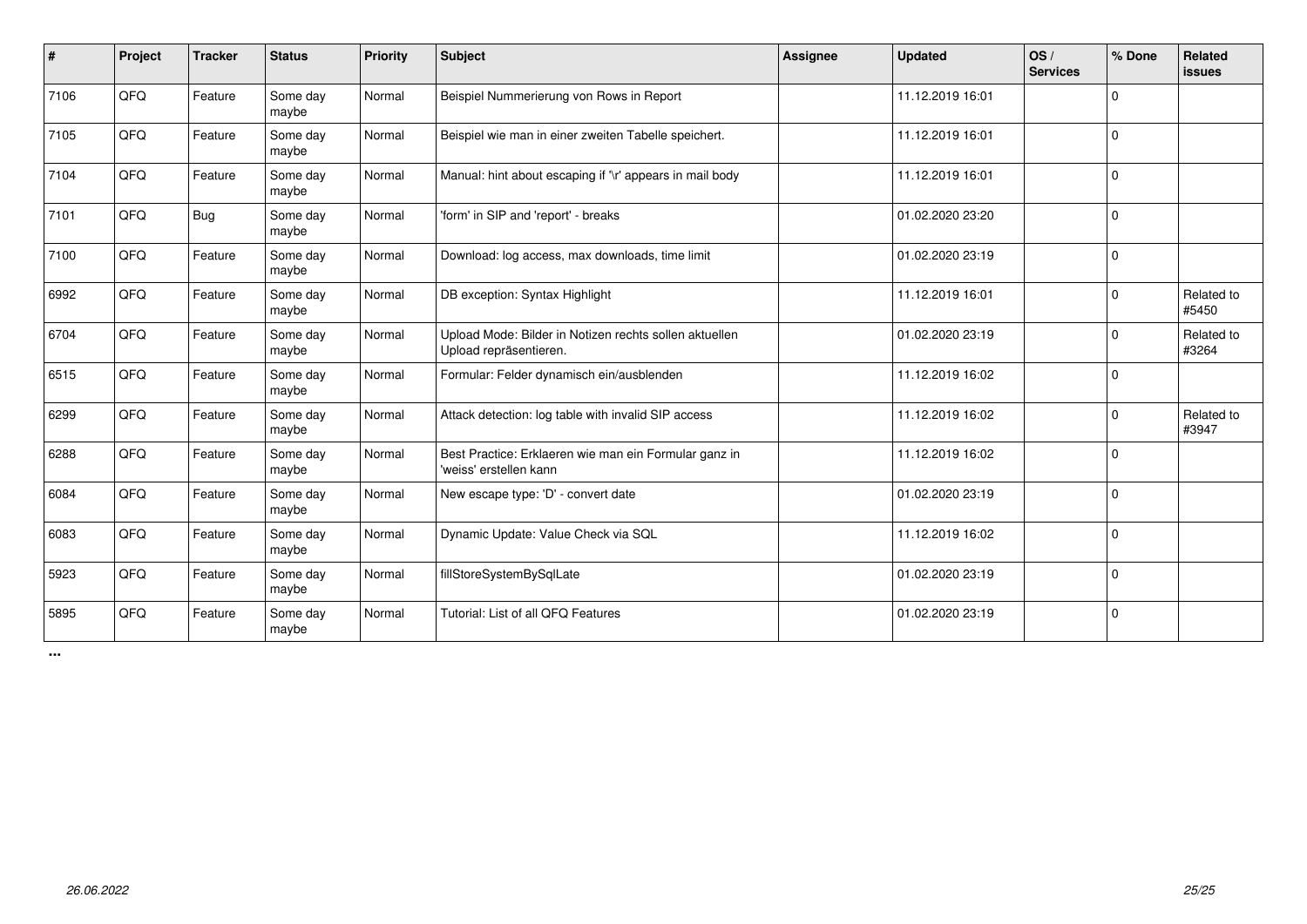| # | Project | Tracker | Status | Priority | Subject | Assignee | Updated | OS / Services | % Done | Related issues |
|---|---|---|---|---|---|---|---|---|---|---|
| 7106 | QFQ | Feature | Some day maybe | Normal | Beispiel Nummerierung von Rows in Report | | 11.12.2019 16:01 | | 0 | |
| 7105 | QFQ | Feature | Some day maybe | Normal | Beispiel wie man in einer zweiten Tabelle speichert. | | 11.12.2019 16:01 | | 0 | |
| 7104 | QFQ | Feature | Some day maybe | Normal | Manual: hint about escaping if '\r' appears in mail body | | 11.12.2019 16:01 | | 0 | |
| 7101 | QFQ | Bug | Some day maybe | Normal | 'form' in SIP and 'report' - breaks | | 01.02.2020 23:20 | | 0 | |
| 7100 | QFQ | Feature | Some day maybe | Normal | Download: log access, max downloads, time limit | | 01.02.2020 23:19 | | 0 | |
| 6992 | QFQ | Feature | Some day maybe | Normal | DB exception: Syntax Highlight | | 11.12.2019 16:01 | | 0 | Related to #5450 |
| 6704 | QFQ | Feature | Some day maybe | Normal | Upload Mode: Bilder in Notizen rechts sollen aktuellen Upload repräsentieren. | | 01.02.2020 23:19 | | 0 | Related to #3264 |
| 6515 | QFQ | Feature | Some day maybe | Normal | Formular: Felder dynamisch ein/ausblenden | | 11.12.2019 16:02 | | 0 | |
| 6299 | QFQ | Feature | Some day maybe | Normal | Attack detection: log table with invalid SIP access | | 11.12.2019 16:02 | | 0 | Related to #3947 |
| 6288 | QFQ | Feature | Some day maybe | Normal | Best Practice: Erklaeren wie man ein Formular ganz in 'weiss' erstellen kann | | 11.12.2019 16:02 | | 0 | |
| 6084 | QFQ | Feature | Some day maybe | Normal | New escape type: 'D' - convert date | | 01.02.2020 23:19 | | 0 | |
| 6083 | QFQ | Feature | Some day maybe | Normal | Dynamic Update: Value Check via SQL | | 11.12.2019 16:02 | | 0 | |
| 5923 | QFQ | Feature | Some day maybe | Normal | fillStoreSystemBySqlLate | | 01.02.2020 23:19 | | 0 | |
| 5895 | QFQ | Feature | Some day maybe | Normal | Tutorial: List of all QFQ Features | | 01.02.2020 23:19 | | 0 | |

...